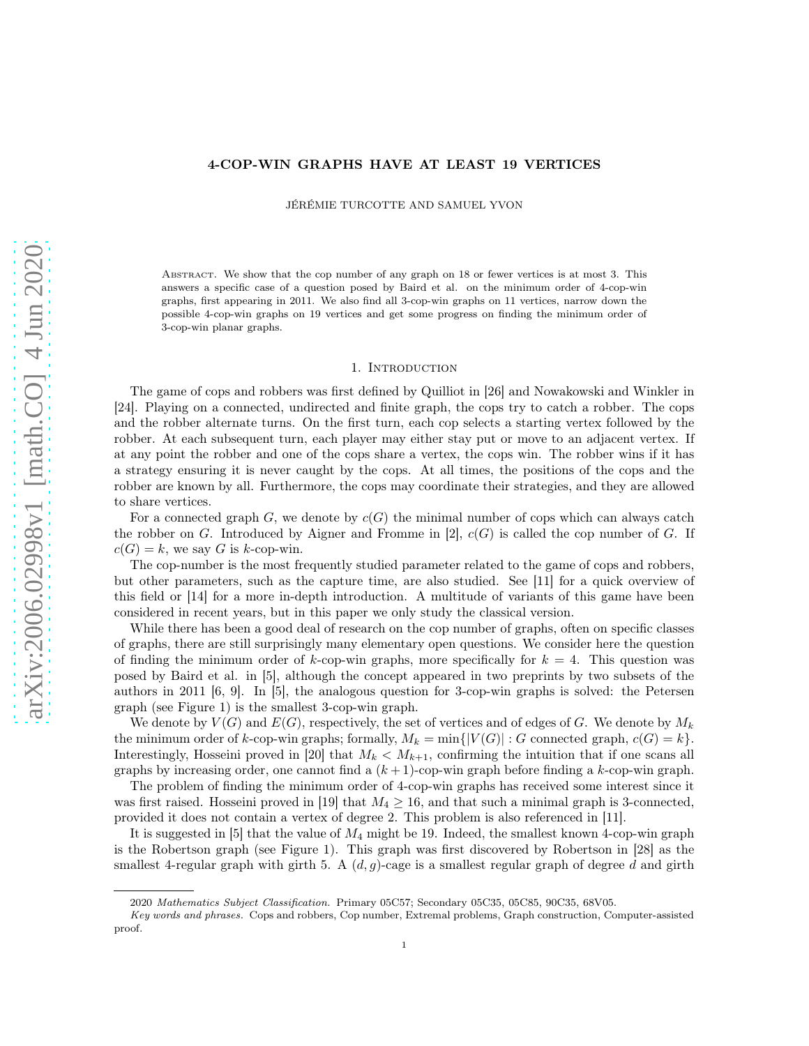# 4-COP-WIN GRAPHS HAVE AT LEAST 19 VERTICES

JÉRÉMIE TURCOTTE AND SAMUEL YVON

Abstract. We show that the cop number of any graph on 18 or fewer vertices is at most 3. This answers a specific case of a question posed by Baird et al. on the minimum order of 4-cop-win graphs, first appearing in 2011. We also find all 3-cop-win graphs on 11 vertices, narrow down the possible 4-cop-win graphs on 19 vertices and get some progress on finding the minimum order of 3-cop-win planar graphs.

## 1. Introduction

The game of cops and robbers was first defined by Quilliot in [26] and Nowakowski and Winkler in [24]. Playing on a connected, undirected and finite graph, the cops try to catch a robber. The cops and the robber alternate turns. On the first turn, each cop selects a starting vertex followed by the robber. At each subsequent turn, each player may either stay put or move to an adjacent vertex. If at any point the robber and one of the cops share a vertex, the cops win. The robber wins if it has a strategy ensuring it is never caught by the cops. At all times, the positions of the cops and the robber are known by all. Furthermore, the cops may coordinate their strategies, and they are allowed to share vertices.

For a connected graph $G$, we denote by $c(G)$ the minimal number of cops which can always catch the robber on $G$. Introduced by Aigner and Fromme in [2], $c(G)$ is called the cop number of $G$. If $c(G) = k$, we say $G$ is $k$-cop-win.

The cop-number is the most frequently studied parameter related to the game of cops and robbers, but other parameters, such as the capture time, are also studied. See [11] for a quick overview of this field or [14] for a more in-depth introduction. A multitude of variants of this game have been considered in recent years, but in this paper we only study the classical version.

While there has been a good deal of research on the cop number of graphs, often on specific classes of graphs, there are still surprisingly many elementary open questions. We consider here the question of finding the minimum order of $k$-cop-win graphs, more specifically for $k = 4$. This question was posed by Baird et al. in [5], although the concept appeared in two preprints by two subsets of the authors in 2011 [6, 9]. In [5], the analogous question for 3-cop-win graphs is solved: the Petersen graph (see Figure 1) is the smallest 3-cop-win graph.

We denote by $V(G)$ and $E(G)$, respectively, the set of vertices and of edges of $G$. We denote by $M_k$ the minimum order of $k$-cop-win graphs; formally, $M_k = \min\{|V(G)| : G \text{ connected graph}, c(G) = k\}$. Interestingly, Hosseini proved in [20] that $M_k < M_{k+1}$, confirming the intuition that if one scans all graphs by increasing order, one cannot find a $(k+1)$-cop-win graph before finding a $k$-cop-win graph.

The problem of finding the minimum order of 4-cop-win graphs has received some interest since it was first raised. Hosseini proved in [19] that $M_4 \geq 16$, and that such a minimal graph is 3-connected, provided it does not contain a vertex of degree 2. This problem is also referenced in [11].

It is suggested in [5] that the value of $M_4$ might be 19. Indeed, the smallest known 4-cop-win graph is the Robertson graph (see Figure 1). This graph was first discovered by Robertson in [28] as the smallest 4-regular graph with girth 5. A $(d, g)$-cage is a smallest regular graph of degree $d$ and girth

2020 *Mathematics Subject Classification.* Primary 05C57; Secondary 05C35, 05C85, 90C35, 68V05.

*Key words and phrases.* Cops and robbers, Cop number, Extremal problems, Graph construction, Computer-assisted proof.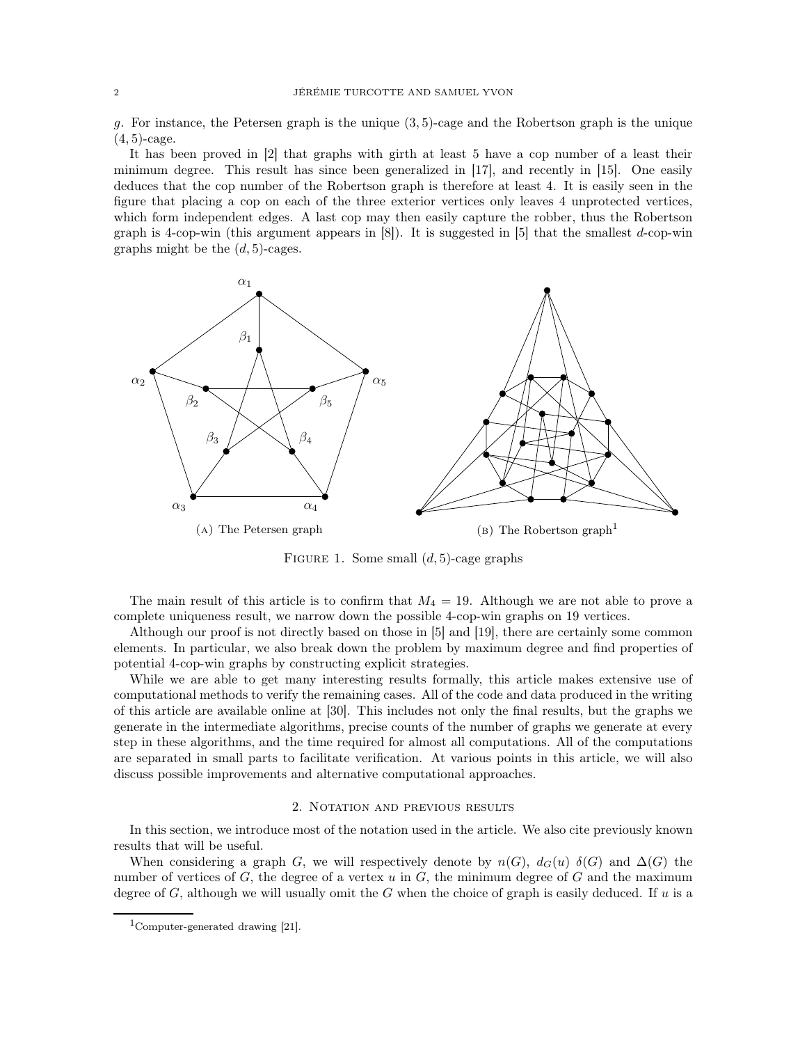$g$. For instance, the Petersen graph is the unique $(3, 5)$-cage and the Robertson graph is the unique $(4, 5)$-cage.

It has been proved in [2] that graphs with girth at least 5 have a cop number of a least their minimum degree. This result has since been generalized in [17], and recently in [15]. One easily deduces that the cop number of the Robertson graph is therefore at least 4. It is easily seen in the figure that placing a cop on each of the three exterior vertices only leaves 4 unprotected vertices, which form independent edges. A last cop may then easily capture the robber, thus the Robertson graph is 4-cop-win (this argument appears in [8]). It is suggested in [5] that the smallest $d$-cop-win graphs might be the $(d, 5)$-cages.

(A) The Petersen graph

(B) The Robertson graph[1]

Figure 1. Some small $(d, 5)$-cage graphs

The main result of this article is to confirm that $M_4 = 19$. Although we are not able to prove a complete uniqueness result, we narrow down the possible 4-cop-win graphs on 19 vertices.

Although our proof is not directly based on those in [5] and [19], there are certainly some common elements. In particular, we also break down the problem by maximum degree and find properties of potential 4-cop-win graphs by constructing explicit strategies.

While we are able to get many interesting results formally, this article makes extensive use of computational methods to verify the remaining cases. All of the code and data produced in the writing of this article are available online at [30]. This includes not only the final results, but the graphs we generate in the intermediate algorithms, precise counts of the number of graphs we generate at every step in these algorithms, and the time required for almost all computations. All of the computations are separated in small parts to facilitate verification. At various points in this article, we will also discuss possible improvements and alternative computational approaches.

## 2. Notation and previous results

In this section, we introduce most of the notation used in the article. We also cite previously known results that will be useful.

When considering a graph $G$, we will respectively denote by $n(G)$, $d_G(u)$ $\delta(G)$ and $\Delta(G)$ the number of vertices of $G$, the degree of a vertex $u$ in $G$, the minimum degree of $G$ and the maximum degree of $G$, although we will usually omit the $G$ when the choice of graph is easily deduced. If $u$ is a

[1] Computer-generated drawing [21].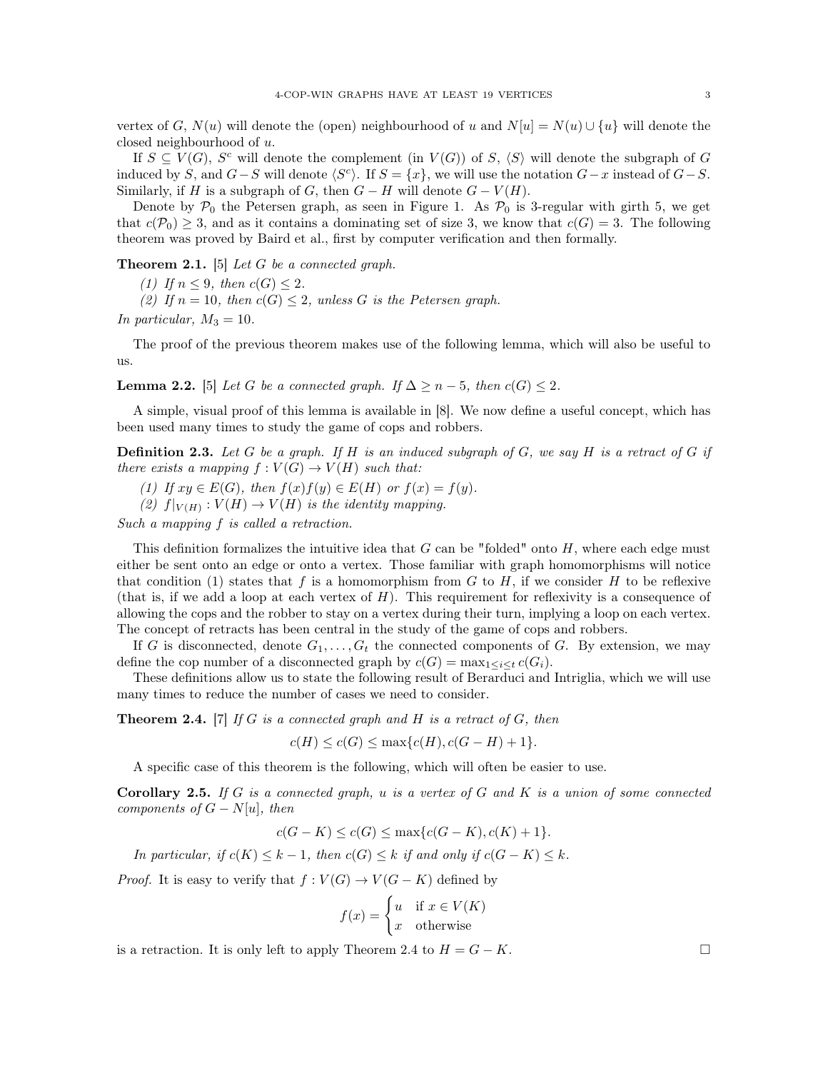vertex of $G$, $N(u)$ will denote the (open) neighbourhood of $u$ and $N[u] = N(u) \cup \{u\}$ will denote the closed neighbourhood of $u$.

If $S \subseteq V(G)$, $S^c$ will denote the complement (in $V(G)$) of $S$, $\langle S \rangle$ will denote the subgraph of $G$ induced by $S$, and $G - S$ will denote $\langle S^c \rangle$. If $S = \{x\}$, we will use the notation $G - x$ instead of $G - S$. Similarly, if $H$ is a subgraph of $G$, then $G - H$ will denote $G - V(H)$.

Denote by $\mathcal{P}_0$ the Petersen graph, as seen in Figure 1. As $\mathcal{P}_0$ is 3-regular with girth 5, we get that $c(\mathcal{P}_0) \geq 3$, and as it contains a dominating set of size 3, we know that $c(G) = 3$. The following theorem was proved by Baird et al., first by computer verification and then formally.

**Theorem 2.1.** [5] *Let $G$ be a connected graph.*

*(1) If $n \leq 9$, then $c(G) \leq 2$.*

*(2) If $n = 10$, then $c(G) \leq 2$, unless $G$ is the Petersen graph.*

*In particular, $M_3 = 10$.*

The proof of the previous theorem makes use of the following lemma, which will also be useful to us.

**Lemma 2.2.** [5] *Let $G$ be a connected graph. If $\Delta \geq n - 5$, then $c(G) \leq 2$.*

A simple, visual proof of this lemma is available in [8]. We now define a useful concept, which has been used many times to study the game of cops and robbers.

**Definition 2.3.** *Let $G$ be a graph. If $H$ is an induced subgraph of $G$, we say $H$ is a retract of $G$ if there exists a mapping $f : V(G) \to V(H)$ such that:*

*(1) If $xy \in E(G)$, then $f(x)f(y) \in E(H)$ or $f(x) = f(y)$.*

*(2) $f|_{V(H)} : V(H) \to V(H)$ is the identity mapping.*

*Such a mapping $f$ is called a retraction.*

This definition formalizes the intuitive idea that $G$ can be "folded" onto $H$, where each edge must either be sent onto an edge or onto a vertex. Those familiar with graph homomorphisms will notice that condition (1) states that $f$ is a homomorphism from $G$ to $H$, if we consider $H$ to be reflexive (that is, if we add a loop at each vertex of $H$). This requirement for reflexivity is a consequence of allowing the cops and the robber to stay on a vertex during their turn, implying a loop on each vertex. The concept of retracts has been central in the study of the game of cops and robbers.

If $G$ is disconnected, denote $G_1, \ldots, G_t$ the connected components of $G$. By extension, we may define the cop number of a disconnected graph by $c(G) = \max_{1 \leq i \leq t} c(G_i)$.

These definitions allow us to state the following result of Berarduci and Intriglia, which we will use many times to reduce the number of cases we need to consider.

**Theorem 2.4.** [7] *If $G$ is a connected graph and $H$ is a retract of $G$, then*

$$c(H) \leq c(G) \leq \max\{c(H), c(G - H) + 1\}.$$

A specific case of this theorem is the following, which will often be easier to use.

**Corollary 2.5.** *If $G$ is a connected graph, $u$ is a vertex of $G$ and $K$ is a union of some connected components of $G - N[u]$, then*

$$c(G - K) \leq c(G) \leq \max\{c(G - K), c(K) + 1\}.$$

*In particular, if $c(K) \leq k - 1$, then $c(G) \leq k$ if and only if $c(G - K) \leq k$.*

*Proof.* It is easy to verify that $f : V(G) \to V(G - K)$ defined by

$$f(x) = \begin{cases} u & \text{if } x \in V(K) \\ x & \text{otherwise} \end{cases}$$

is a retraction. It is only left to apply Theorem 2.4 to $H = G - K$. □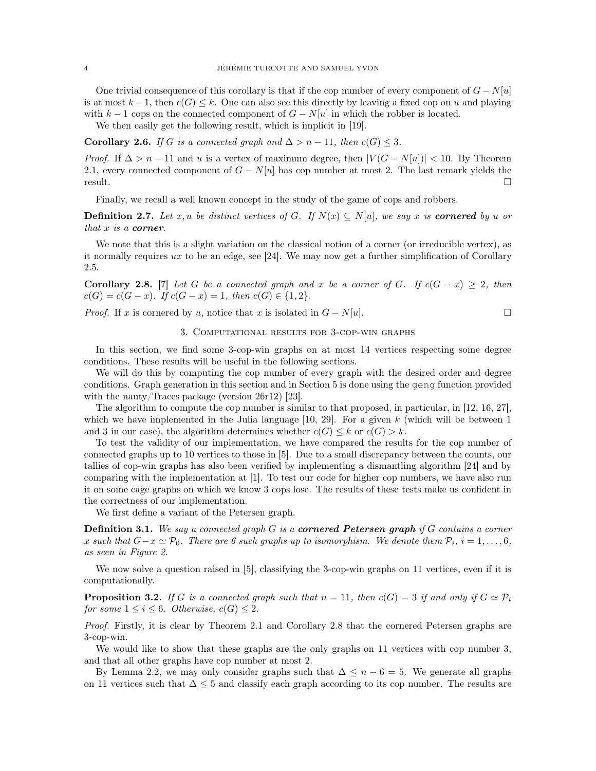One trivial consequence of this corollary is that if the cop number of every component of $G - N[u]$ is at most $k-1$, then $c(G) \leq k$. One can also see this directly by leaving a fixed cop on $u$ and playing with $k-1$ cops on the connected component of $G - N[u]$ in which the robber is located.

We then easily get the following result, which is implicit in [19].

**Corollary 2.6.** *If $G$ is a connected graph and $\Delta > n - 11$, then $c(G) \leq 3$.*

*Proof.* If $\Delta > n - 11$ and $u$ is a vertex of maximum degree, then $|V(G - N[u])| < 10$. By Theorem 2.1, every connected component of $G - N[u]$ has cop number at most 2. The last remark yields the result. □

Finally, we recall a well known concept in the study of the game of cops and robbers.

**Definition 2.7.** *Let $x, u$ be distinct vertices of $G$. If $N(x) \subseteq N[u]$, we say $x$ is* ***cornered*** *by $u$ or that $x$ is a* ***corner****.*

We note that this is a slight variation on the classical notion of a corner (or irreducible vertex), as it normally requires $ux$ to be an edge, see [24]. We may now get a further simplification of Corollary 2.5.

**Corollary 2.8.** [7] *Let $G$ be a connected graph and $x$ be a corner of $G$. If $c(G - x) \geq 2$, then $c(G) = c(G - x)$. If $c(G - x) = 1$, then $c(G) \in \{1, 2\}$.*

*Proof.* If $x$ is cornered by $u$, notice that $x$ is isolated in $G - N[u]$. □

## 3. Computational results for 3-cop-win graphs

In this section, we find some 3-cop-win graphs on at most 14 vertices respecting some degree conditions. These results will be useful in the following sections.

We will do this by computing the cop number of every graph with the desired order and degree conditions. Graph generation in this section and in Section 5 is done using the `geng` function provided with the nauty/Traces package (version 26r12) [23].

The algorithm to compute the cop number is similar to that proposed, in particular, in [12, 16, 27], which we have implemented in the Julia language [10, 29]. For a given $k$ (which will be between 1 and 3 in our case), the algorithm determines whether $c(G) \leq k$ or $c(G) > k$.

To test the validity of our implementation, we have compared the results for the cop number of connected graphs up to 10 vertices to those in [5]. Due to a small discrepancy between the counts, our tallies of cop-win graphs has also been verified by implementing a dismantling algorithm [24] and by comparing with the implementation at [1]. To test our code for higher cop numbers, we have also run it on some cage graphs on which we know 3 cops lose. The results of these tests make us confident in the correctness of our implementation.

We first define a variant of the Petersen graph.

**Definition 3.1.** *We say a connected graph $G$ is a* ***cornered Petersen graph*** *if $G$ contains a corner $x$ such that $G - x \simeq \mathcal{P}_0$. There are 6 such graphs up to isomorphism. We denote them $\mathcal{P}_i$, $i = 1, \ldots, 6$, as seen in Figure 2.*

We now solve a question raised in [5], classifying the 3-cop-win graphs on 11 vertices, even if it is computationally.

**Proposition 3.2.** *If $G$ is a connected graph such that $n = 11$, then $c(G) = 3$ if and only if $G \simeq \mathcal{P}_i$ for some $1 \leq i \leq 6$. Otherwise, $c(G) \leq 2$.*

*Proof.* Firstly, it is clear by Theorem 2.1 and Corollary 2.8 that the cornered Petersen graphs are 3-cop-win.

We would like to show that these graphs are the only graphs on 11 vertices with cop number 3, and that all other graphs have cop number at most 2.

By Lemma 2.2, we may only consider graphs such that $\Delta \leq n - 6 = 5$. We generate all graphs on 11 vertices such that $\Delta \leq 5$ and classify each graph according to its cop number. The results are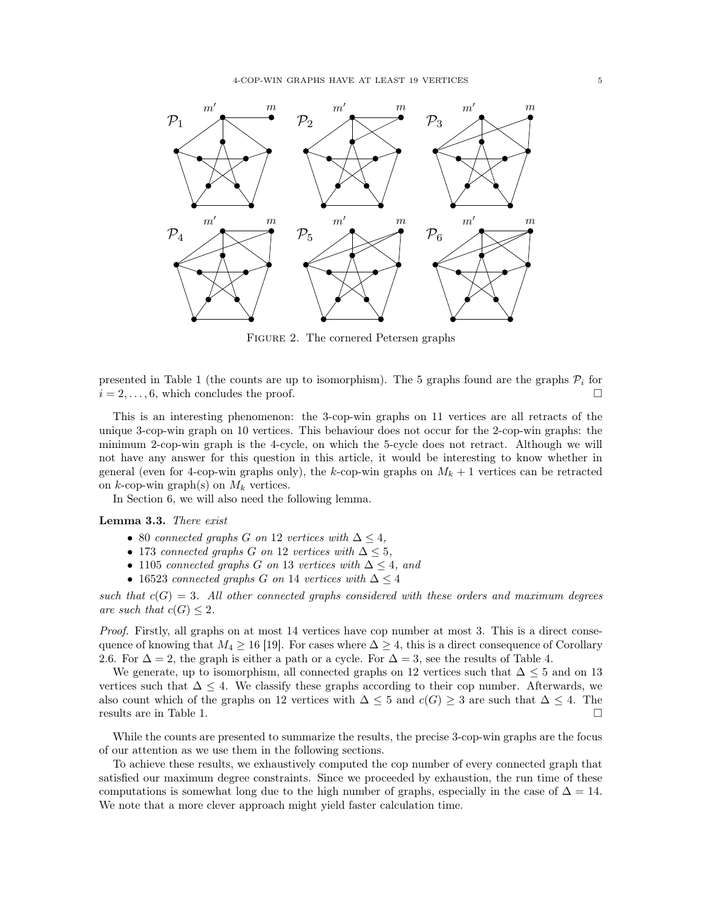FIGURE 2. The cornered Petersen graphs

presented in Table 1 (the counts are up to isomorphism). The 5 graphs found are the graphs $\mathcal{P}_i$ for $i = 2, \ldots, 6$, which concludes the proof. □

This is an interesting phenomenon: the 3-cop-win graphs on 11 vertices are all retracts of the unique 3-cop-win graph on 10 vertices. This behaviour does not occur for the 2-cop-win graphs: the minimum 2-cop-win graph is the 4-cycle, on which the 5-cycle does not retract. Although we will not have any answer for this question in this article, it would be interesting to know whether in general (even for 4-cop-win graphs only), the $k$-cop-win graphs on $M_k + 1$ vertices can be retracted on $k$-cop-win graph(s) on $M_k$ vertices.

In Section 6, we will also need the following lemma.

**Lemma 3.3.** *There exist*

- 80 *connected graphs* $G$ *on* 12 *vertices with* $\Delta \leq 4$,
- 173 *connected graphs* $G$ *on* 12 *vertices with* $\Delta \leq 5$,
- 1105 *connected graphs* $G$ *on* 13 *vertices with* $\Delta \leq 4$, *and*
- 16523 *connected graphs* $G$ *on* 14 *vertices with* $\Delta \leq 4$

*such that* $c(G) = 3$. *All other connected graphs considered with these orders and maximum degrees are such that* $c(G) \leq 2$.

*Proof.* Firstly, all graphs on at most 14 vertices have cop number at most 3. This is a direct consequence of knowing that $M_4 \geq 16$ [19]. For cases where $\Delta \geq 4$, this is a direct consequence of Corollary 2.6. For $\Delta = 2$, the graph is either a path or a cycle. For $\Delta = 3$, see the results of Table 4.

We generate, up to isomorphism, all connected graphs on 12 vertices such that $\Delta \leq 5$ and on 13 vertices such that $\Delta \leq 4$. We classify these graphs according to their cop number. Afterwards, we also count which of the graphs on 12 vertices with $\Delta \leq 5$ and $c(G) \geq 3$ are such that $\Delta \leq 4$. The results are in Table 1. □

While the counts are presented to summarize the results, the precise 3-cop-win graphs are the focus of our attention as we use them in the following sections.

To achieve these results, we exhaustively computed the cop number of every connected graph that satisfied our maximum degree constraints. Since we proceeded by exhaustion, the run time of these computations is somewhat long due to the high number of graphs, especially in the case of $\Delta = 14$. We note that a more clever approach might yield faster calculation time.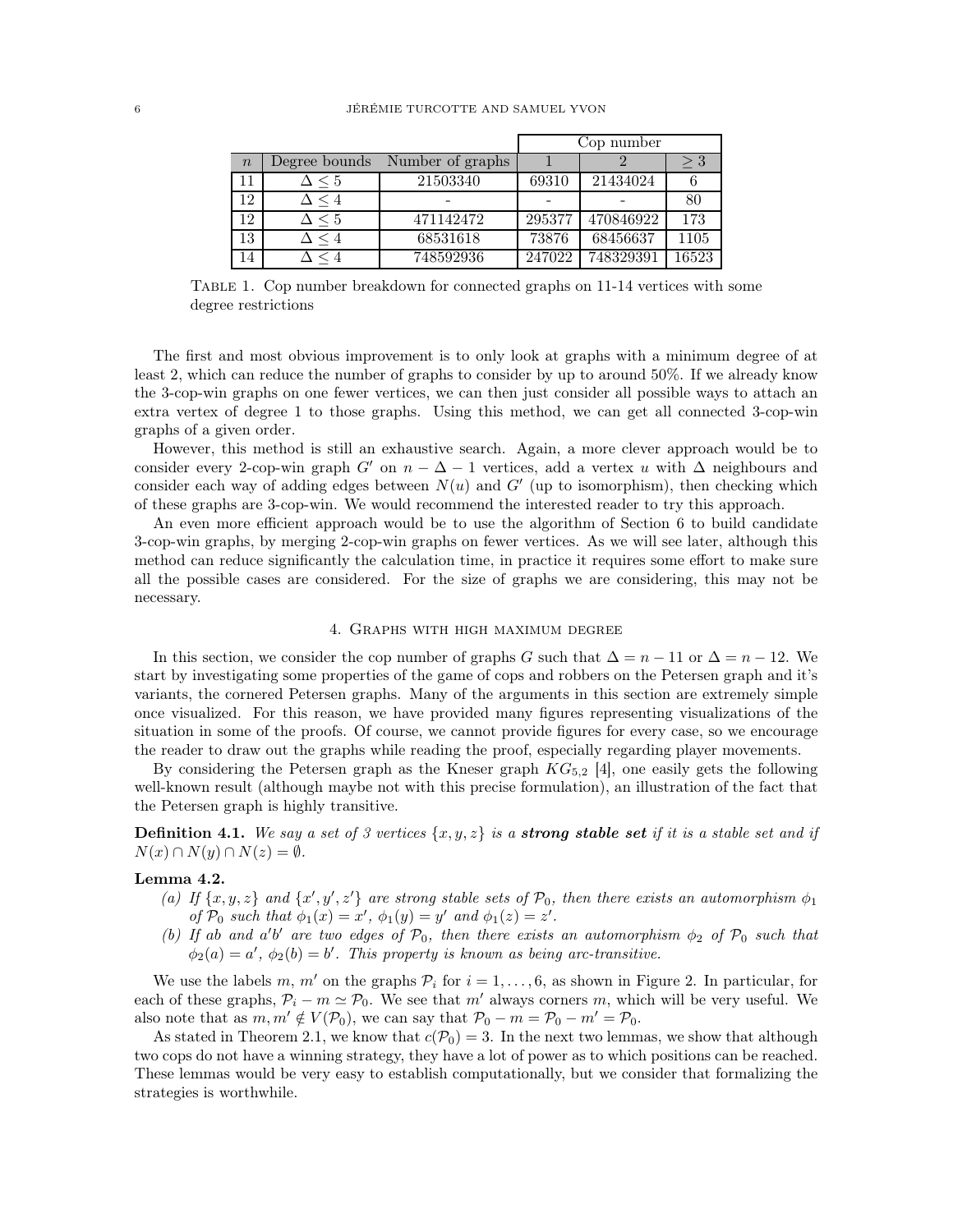| | | | Cop number | | |
|---|---|---|---|---|---|
| $n$ | Degree bounds | Number of graphs | 1 | 2 | $\geq 3$ |
| 11 | $\Delta \leq 5$ | 21503340 | 69310 | 21434024 | 6 |
| 12 | $\Delta \leq 4$ | - | - | - | 80 |
| 12 | $\Delta \leq 5$ | 471142472 | 295377 | 470846922 | 173 |
| 13 | $\Delta \leq 4$ | 68531618 | 73876 | 68456637 | 1105 |
| 14 | $\Delta \leq 4$ | 748592936 | 247022 | 748329391 | 16523 |

Table 1. Cop number breakdown for connected graphs on 11-14 vertices with some degree restrictions

The first and most obvious improvement is to only look at graphs with a minimum degree of at least 2, which can reduce the number of graphs to consider by up to around 50%. If we already know the 3-cop-win graphs on one fewer vertices, we can then just consider all possible ways to attach an extra vertex of degree 1 to those graphs. Using this method, we can get all connected 3-cop-win graphs of a given order.

However, this method is still an exhaustive search. Again, a more clever approach would be to consider every 2-cop-win graph $G'$ on $n - \Delta - 1$ vertices, add a vertex $u$ with $\Delta$ neighbours and consider each way of adding edges between $N(u)$ and $G'$ (up to isomorphism), then checking which of these graphs are 3-cop-win. We would recommend the interested reader to try this approach.

An even more efficient approach would be to use the algorithm of Section 6 to build candidate 3-cop-win graphs, by merging 2-cop-win graphs on fewer vertices. As we will see later, although this method can reduce significantly the calculation time, in practice it requires some effort to make sure all the possible cases are considered. For the size of graphs we are considering, this may not be necessary.

## 4. Graphs with high maximum degree

In this section, we consider the cop number of graphs $G$ such that $\Delta = n - 11$ or $\Delta = n - 12$. We start by investigating some properties of the game of cops and robbers on the Petersen graph and it's variants, the cornered Petersen graphs. Many of the arguments in this section are extremely simple once visualized. For this reason, we have provided many figures representing visualizations of the situation in some of the proofs. Of course, we cannot provide figures for every case, so we encourage the reader to draw out the graphs while reading the proof, especially regarding player movements.

By considering the Petersen graph as the Kneser graph $KG_{5,2}$ [4], one easily gets the following well-known result (although maybe not with this precise formulation), an illustration of the fact that the Petersen graph is highly transitive.

**Definition 4.1.** *We say a set of 3 vertices $\{x, y, z\}$ is a **strong stable set** if it is a stable set and if $N(x) \cap N(y) \cap N(z) = \emptyset$.*

**Lemma 4.2.**

*(a) If $\{x, y, z\}$ and $\{x', y', z'\}$ are strong stable sets of $\mathcal{P}_0$, then there exists an automorphism $\phi_1$ of $\mathcal{P}_0$ such that $\phi_1(x) = x'$, $\phi_1(y) = y'$ and $\phi_1(z) = z'$.*

*(b) If $ab$ and $a'b'$ are two edges of $\mathcal{P}_0$, then there exists an automorphism $\phi_2$ of $\mathcal{P}_0$ such that $\phi_2(a) = a'$, $\phi_2(b) = b'$. This property is known as being arc-transitive.*

We use the labels $m$, $m'$ on the graphs $\mathcal{P}_i$ for $i = 1, \ldots, 6$, as shown in Figure 2. In particular, for each of these graphs, $\mathcal{P}_i - m \simeq \mathcal{P}_0$. We see that $m'$ always corners $m$, which will be very useful. We also note that as $m, m' \notin V(\mathcal{P}_0)$, we can say that $\mathcal{P}_0 - m = \mathcal{P}_0 - m' = \mathcal{P}_0$.

As stated in Theorem 2.1, we know that $c(\mathcal{P}_0) = 3$. In the next two lemmas, we show that although two cops do not have a winning strategy, they have a lot of power as to which positions can be reached. These lemmas would be very easy to establish computationally, but we consider that formalizing the strategies is worthwhile.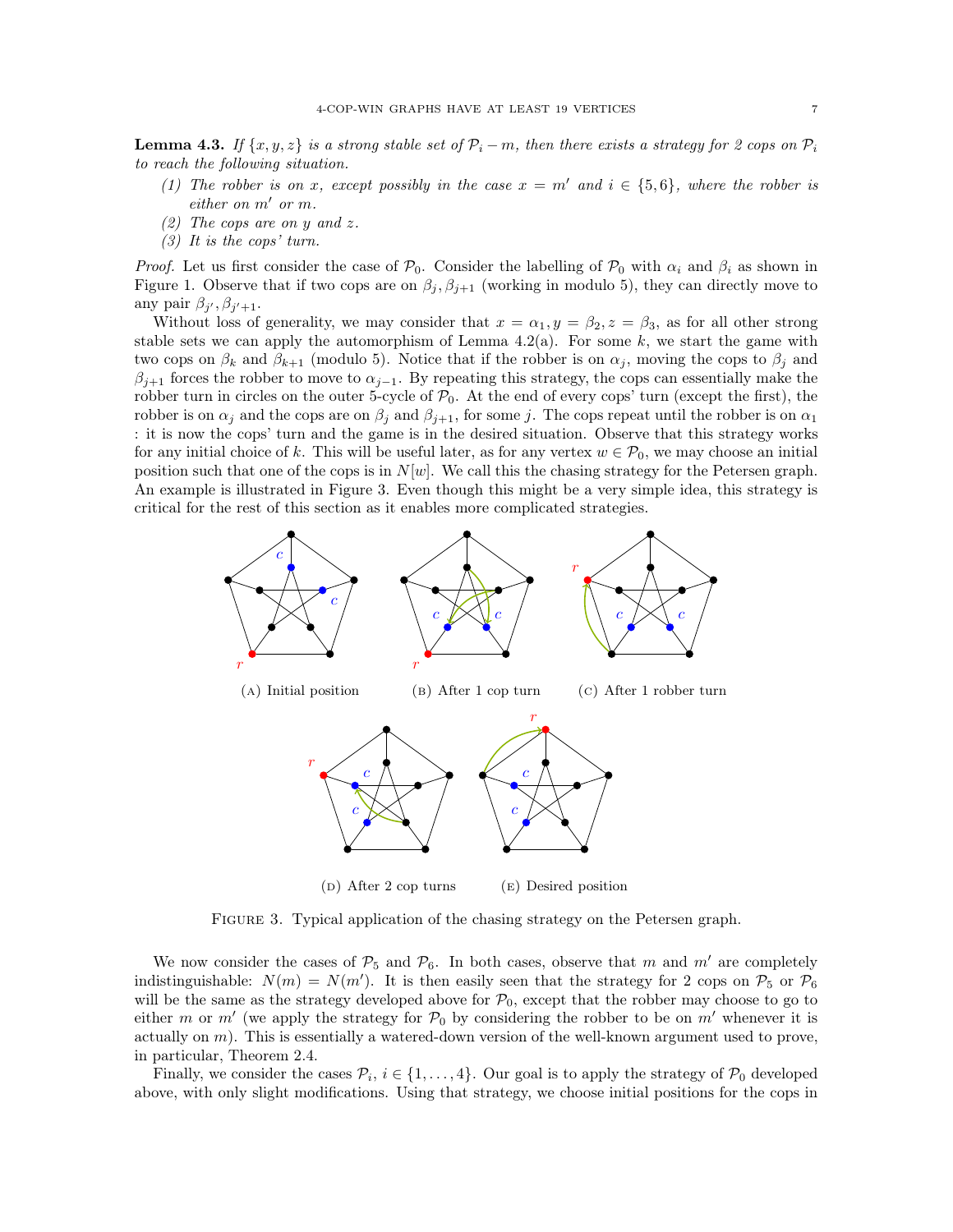**Lemma 4.3.** *If $\{x, y, z\}$ is a strong stable set of $\mathcal{P}_i - m$, then there exists a strategy for 2 cops on $\mathcal{P}_i$ to reach the following situation.*

1. *The robber is on $x$, except possibly in the case $x = m'$ and $i \in \{5, 6\}$, where the robber is either on $m'$ or $m$.*
2. *The cops are on $y$ and $z$.*
3. *It is the cops' turn.*

*Proof.* Let us first consider the case of $\mathcal{P}_0$. Consider the labelling of $\mathcal{P}_0$ with $\alpha_i$ and $\beta_i$ as shown in Figure 1. Observe that if two cops are on $\beta_j, \beta_{j+1}$ (working in modulo 5), they can directly move to any pair $\beta_{j'}, \beta_{j'+1}$.

Without loss of generality, we may consider that $x = \alpha_1, y = \beta_2, z = \beta_3$, as for all other strong stable sets we can apply the automorphism of Lemma 4.2(a). For some $k$, we start the game with two cops on $\beta_k$ and $\beta_{k+1}$ (modulo 5). Notice that if the robber is on $\alpha_j$, moving the cops to $\beta_j$ and $\beta_{j+1}$ forces the robber to move to $\alpha_{j-1}$. By repeating this strategy, the cops can essentially make the robber turn in circles on the outer 5-cycle of $\mathcal{P}_0$. At the end of every cops' turn (except the first), the robber is on $\alpha_j$ and the cops are on $\beta_j$ and $\beta_{j+1}$, for some $j$. The cops repeat until the robber is on $\alpha_1$ : it is now the cops' turn and the game is in the desired situation. Observe that this strategy works for any initial choice of $k$. This will be useful later, as for any vertex $w \in \mathcal{P}_0$, we may choose an initial position such that one of the cops is in $N[w]$. We call this the chasing strategy for the Petersen graph. An example is illustrated in Figure 3. Even though this might be a very simple idea, this strategy is critical for the rest of this section as it enables more complicated strategies.

(A) Initial position (B) After 1 cop turn (C) After 1 robber turn

(D) After 2 cop turns (E) Desired position

FIGURE 3. Typical application of the chasing strategy on the Petersen graph.

We now consider the cases of $\mathcal{P}_5$ and $\mathcal{P}_6$. In both cases, observe that $m$ and $m'$ are completely indistinguishable: $N(m) = N(m')$. It is then easily seen that the strategy for 2 cops on $\mathcal{P}_5$ or $\mathcal{P}_6$ will be the same as the strategy developed above for $\mathcal{P}_0$, except that the robber may choose to go to either $m$ or $m'$ (we apply the strategy for $\mathcal{P}_0$ by considering the robber to be on $m'$ whenever it is actually on $m$). This is essentially a watered-down version of the well-known argument used to prove, in particular, Theorem 2.4.

Finally, we consider the cases $\mathcal{P}_i$, $i \in \{1, \ldots, 4\}$. Our goal is to apply the strategy of $\mathcal{P}_0$ developed above, with only slight modifications. Using that strategy, we choose initial positions for the cops in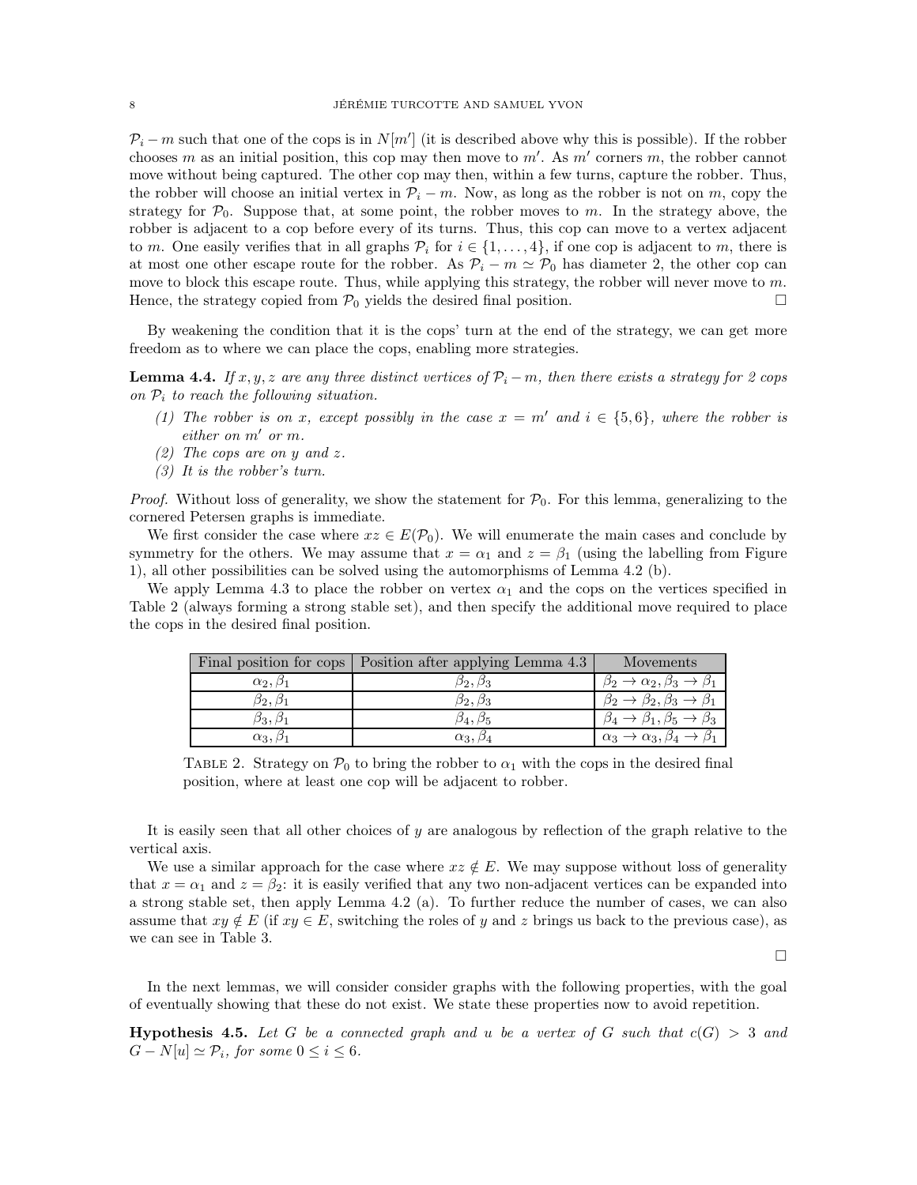$\mathcal{P}_i - m$ such that one of the cops is in $N[m']$ (it is described above why this is possible). If the robber chooses $m$ as an initial position, this cop may then move to $m'$. As $m'$ corners $m$, the robber cannot move without being captured. The other cop may then, within a few turns, capture the robber. Thus, the robber will choose an initial vertex in $\mathcal{P}_i - m$. Now, as long as the robber is not on $m$, copy the strategy for $\mathcal{P}_0$. Suppose that, at some point, the robber moves to $m$. In the strategy above, the robber is adjacent to a cop before every of its turns. Thus, this cop can move to a vertex adjacent to $m$. One easily verifies that in all graphs $\mathcal{P}_i$ for $i \in \{1, \dots, 4\}$, if one cop is adjacent to $m$, there is at most one other escape route for the robber. As $\mathcal{P}_i - m \simeq \mathcal{P}_0$ has diameter 2, the other cop can move to block this escape route. Thus, while applying this strategy, the robber will never move to $m$. Hence, the strategy copied from $\mathcal{P}_0$ yields the desired final position. □

By weakening the condition that it is the cops' turn at the end of the strategy, we can get more freedom as to where we can place the cops, enabling more strategies.

**Lemma 4.4.** *If $x, y, z$ are any three distinct vertices of $\mathcal{P}_i - m$, then there exists a strategy for 2 cops on $\mathcal{P}_i$ to reach the following situation.*

*(1) The robber is on $x$, except possibly in the case $x = m'$ and $i \in \{5, 6\}$, where the robber is either on $m'$ or $m$.*
*(2) The cops are on $y$ and $z$.*
*(3) It is the robber's turn.*

*Proof.* Without loss of generality, we show the statement for $\mathcal{P}_0$. For this lemma, generalizing to the cornered Petersen graphs is immediate.

We first consider the case where $xz \in E(\mathcal{P}_0)$. We will enumerate the main cases and conclude by symmetry for the others. We may assume that $x = \alpha_1$ and $z = \beta_1$ (using the labelling from Figure 1), all other possibilities can be solved using the automorphisms of Lemma 4.2 (b).

We apply Lemma 4.3 to place the robber on vertex $\alpha_1$ and the cops on the vertices specified in Table 2 (always forming a strong stable set), and then specify the additional move required to place the cops in the desired final position.

| Final position for cops | Position after applying Lemma 4.3 | Movements |
|---|---|---|
| $\alpha_2, \beta_1$ | $\beta_2, \beta_3$ | $\beta_2 \to \alpha_2, \beta_3 \to \beta_1$ |
| $\beta_2, \beta_1$ | $\beta_2, \beta_3$ | $\beta_2 \to \beta_2, \beta_3 \to \beta_1$ |
| $\beta_3, \beta_1$ | $\beta_4, \beta_5$ | $\beta_4 \to \beta_1, \beta_5 \to \beta_3$ |
| $\alpha_3, \beta_1$ | $\alpha_3, \beta_4$ | $\alpha_3 \to \alpha_3, \beta_4 \to \beta_1$ |

Table 2. Strategy on $\mathcal{P}_0$ to bring the robber to $\alpha_1$ with the cops in the desired final position, where at least one cop will be adjacent to robber.

It is easily seen that all other choices of $y$ are analogous by reflection of the graph relative to the vertical axis.

We use a similar approach for the case where $xz \notin E$. We may suppose without loss of generality that $x = \alpha_1$ and $z = \beta_2$: it is easily verified that any two non-adjacent vertices can be expanded into a strong stable set, then apply Lemma 4.2 (a). To further reduce the number of cases, we can also assume that $xy \notin E$ (if $xy \in E$, switching the roles of $y$ and $z$ brings us back to the previous case), as we can see in Table 3.

□

In the next lemmas, we will consider consider graphs with the following properties, with the goal of eventually showing that these do not exist. We state these properties now to avoid repetition.

**Hypothesis 4.5.** *Let $G$ be a connected graph and $u$ be a vertex of $G$ such that $c(G) > 3$ and $G - N[u] \simeq \mathcal{P}_i$, for some $0 \leq i \leq 6$.*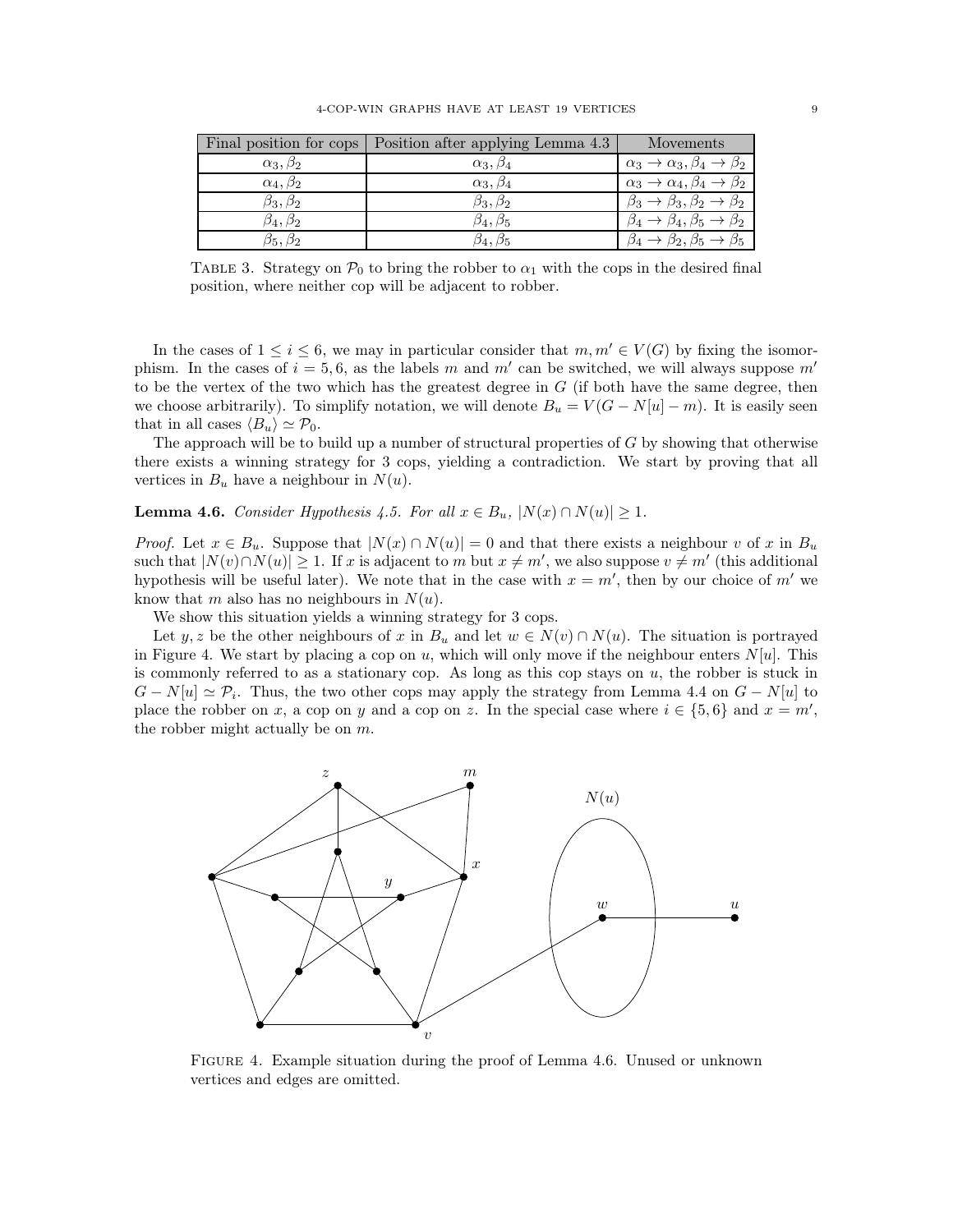| Final position for cops | Position after applying Lemma 4.3 | Movements |
| --- | --- | --- |
| $\alpha_3, \beta_2$ | $\alpha_3, \beta_4$ | $\alpha_3 \to \alpha_3, \beta_4 \to \beta_2$ |
| $\alpha_4, \beta_2$ | $\alpha_3, \beta_4$ | $\alpha_3 \to \alpha_4, \beta_4 \to \beta_2$ |
| $\beta_3, \beta_2$ | $\beta_3, \beta_2$ | $\beta_3 \to \beta_3, \beta_2 \to \beta_2$ |
| $\beta_4, \beta_2$ | $\beta_4, \beta_5$ | $\beta_4 \to \beta_4, \beta_5 \to \beta_2$ |
| $\beta_5, \beta_2$ | $\beta_4, \beta_5$ | $\beta_4 \to \beta_2, \beta_5 \to \beta_5$ |

TABLE 3. Strategy on $\mathcal{P}_0$ to bring the robber to $\alpha_1$ with the cops in the desired final position, where neither cop will be adjacent to robber.

In the cases of $1 \leq i \leq 6$, we may in particular consider that $m, m' \in V(G)$ by fixing the isomorphism. In the cases of $i = 5, 6$, as the labels $m$ and $m'$ can be switched, we will always suppose $m'$ to be the vertex of the two which has the greatest degree in $G$ (if both have the same degree, then we choose arbitrarily). To simplify notation, we will denote $B_u = V(G - N[u] - m)$. It is easily seen that in all cases $\langle B_u \rangle \simeq \mathcal{P}_0$.

The approach will be to build up a number of structural properties of $G$ by showing that otherwise there exists a winning strategy for 3 cops, yielding a contradiction. We start by proving that all vertices in $B_u$ have a neighbour in $N(u)$.

**Lemma 4.6.** *Consider Hypothesis 4.5. For all $x \in B_u$, $|N(x) \cap N(u)| \geq 1$.*

*Proof.* Let $x \in B_u$. Suppose that $|N(x) \cap N(u)| = 0$ and that there exists a neighbour $v$ of $x$ in $B_u$ such that $|N(v) \cap N(u)| \geq 1$. If $x$ is adjacent to $m$ but $x \neq m'$, we also suppose $v \neq m'$ (this additional hypothesis will be useful later). We note that in the case with $x = m'$, then by our choice of $m'$ we know that $m$ also has no neighbours in $N(u)$.

We show this situation yields a winning strategy for 3 cops.

Let $y, z$ be the other neighbours of $x$ in $B_u$ and let $w \in N(v) \cap N(u)$. The situation is portrayed in Figure 4. We start by placing a cop on $u$, which will only move if the neighbour enters $N[u]$. This is commonly referred to as a stationary cop. As long as this cop stays on $u$, the robber is stuck in $G - N[u] \simeq \mathcal{P}_i$. Thus, the two other cops may apply the strategy from Lemma 4.4 on $G - N[u]$ to place the robber on $x$, a cop on $y$ and a cop on $z$. In the special case where $i \in \{5, 6\}$ and $x = m'$, the robber might actually be on $m$.

FIGURE 4. Example situation during the proof of Lemma 4.6. Unused or unknown vertices and edges are omitted.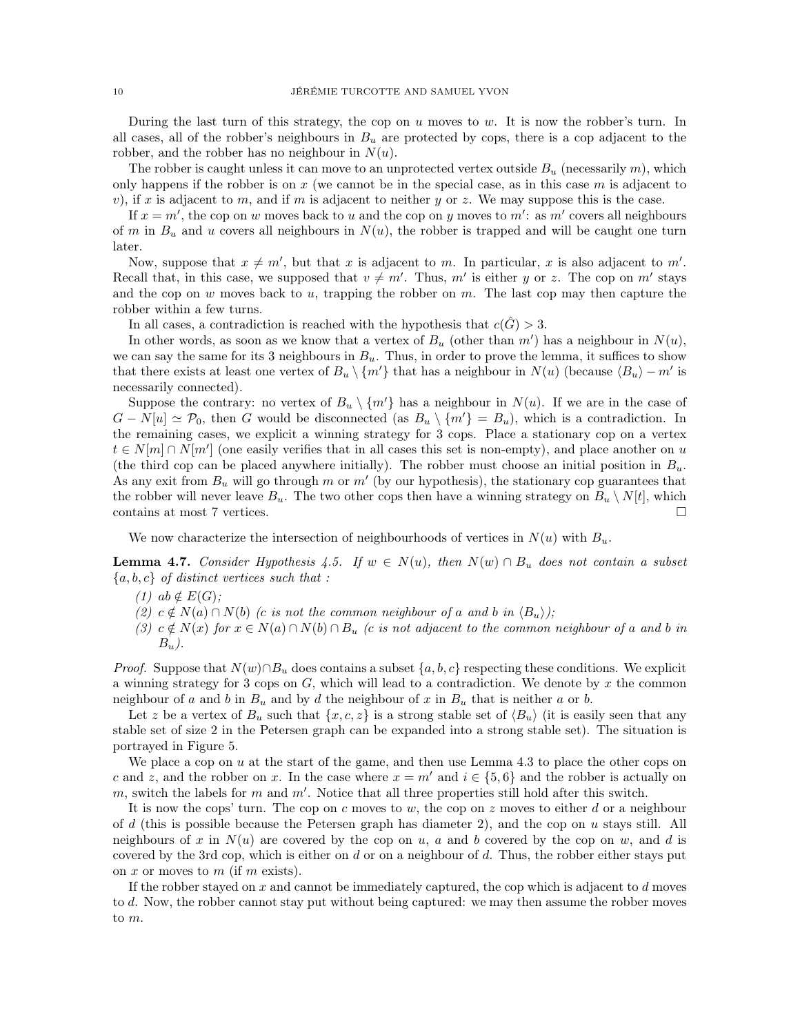During the last turn of this strategy, the cop on $u$ moves to $w$. It is now the robber's turn. In all cases, all of the robber's neighbours in $B_u$ are protected by cops, there is a cop adjacent to the robber, and the robber has no neighbour in $N(u)$.

The robber is caught unless it can move to an unprotected vertex outside $B_u$ (necessarily $m$), which only happens if the robber is on $x$ (we cannot be in the special case, as in this case $m$ is adjacent to $v$), if $x$ is adjacent to $m$, and if $m$ is adjacent to neither $y$ or $z$. We may suppose this is the case.

If $x = m'$, the cop on $w$ moves back to $u$ and the cop on $y$ moves to $m'$: as $m'$ covers all neighbours of $m$ in $B_u$ and $u$ covers all neighbours in $N(u)$, the robber is trapped and will be caught one turn later.

Now, suppose that $x \neq m'$, but that $x$ is adjacent to $m$. In particular, $x$ is also adjacent to $m'$. Recall that, in this case, we supposed that $v \neq m'$. Thus, $m'$ is either $y$ or $z$. The cop on $m'$ stays and the cop on $w$ moves back to $u$, trapping the robber on $m$. The last cop may then capture the robber within a few turns.

In all cases, a contradiction is reached with the hypothesis that $c(\hat{G}) > 3$.

In other words, as soon as we know that a vertex of $B_u$ (other than $m'$) has a neighbour in $N(u)$, we can say the same for its 3 neighbours in $B_u$. Thus, in order to prove the lemma, it suffices to show that there exists at least one vertex of $B_u \setminus \{m'\}$ that has a neighbour in $N(u)$ (because $\langle B_u \rangle - m'$ is necessarily connected).

Suppose the contrary: no vertex of $B_u \setminus \{m'\}$ has a neighbour in $N(u)$. If we are in the case of $G - N[u] \simeq \mathcal{P}_0$, then $G$ would be disconnected (as $B_u \setminus \{m'\} = B_u$), which is a contradiction. In the remaining cases, we explicit a winning strategy for 3 cops. Place a stationary cop on a vertex $t \in N[m] \cap N[m']$ (one easily verifies that in all cases this set is non-empty), and place another on $u$ (the third cop can be placed anywhere initially). The robber must choose an initial position in $B_u$. As any exit from $B_u$ will go through $m$ or $m'$ (by our hypothesis), the stationary cop guarantees that the robber will never leave $B_u$. The two other cops then have a winning strategy on $B_u \setminus N[t]$, which contains at most 7 vertices. □

We now characterize the intersection of neighbourhoods of vertices in $N(u)$ with $B_u$.

**Lemma 4.7.** *Consider Hypothesis 4.5. If $w \in N(u)$, then $N(w) \cap B_u$ does not contain a subset $\{a, b, c\}$ of distinct vertices such that :*

1. *$ab \notin E(G)$;*
2. *$c \notin N(a) \cap N(b)$ ($c$ is not the common neighbour of $a$ and $b$ in $\langle B_u \rangle$);*
3. *$c \notin N(x)$ for $x \in N(a) \cap N(b) \cap B_u$ ($c$ is not adjacent to the common neighbour of $a$ and $b$ in $B_u$).*

*Proof.* Suppose that $N(w) \cap B_u$ does contains a subset $\{a, b, c\}$ respecting these conditions. We explicit a winning strategy for 3 cops on $G$, which will lead to a contradiction. We denote by $x$ the common neighbour of $a$ and $b$ in $B_u$ and by $d$ the neighbour of $x$ in $B_u$ that is neither $a$ or $b$.

Let $z$ be a vertex of $B_u$ such that $\{x, c, z\}$ is a strong stable set of $\langle B_u \rangle$ (it is easily seen that any stable set of size 2 in the Petersen graph can be expanded into a strong stable set). The situation is portrayed in Figure 5.

We place a cop on $u$ at the start of the game, and then use Lemma 4.3 to place the other cops on $c$ and $z$, and the robber on $x$. In the case where $x = m'$ and $i \in \{5, 6\}$ and the robber is actually on $m$, switch the labels for $m$ and $m'$. Notice that all three properties still hold after this switch.

It is now the cops' turn. The cop on $c$ moves to $w$, the cop on $z$ moves to either $d$ or a neighbour of $d$ (this is possible because the Petersen graph has diameter 2), and the cop on $u$ stays still. All neighbours of $x$ in $N(u)$ are covered by the cop on $u$, $a$ and $b$ covered by the cop on $w$, and $d$ is covered by the 3rd cop, which is either on $d$ or on a neighbour of $d$. Thus, the robber either stays put on $x$ or moves to $m$ (if $m$ exists).

If the robber stayed on $x$ and cannot be immediately captured, the cop which is adjacent to $d$ moves to $d$. Now, the robber cannot stay put without being captured: we may then assume the robber moves to $m$.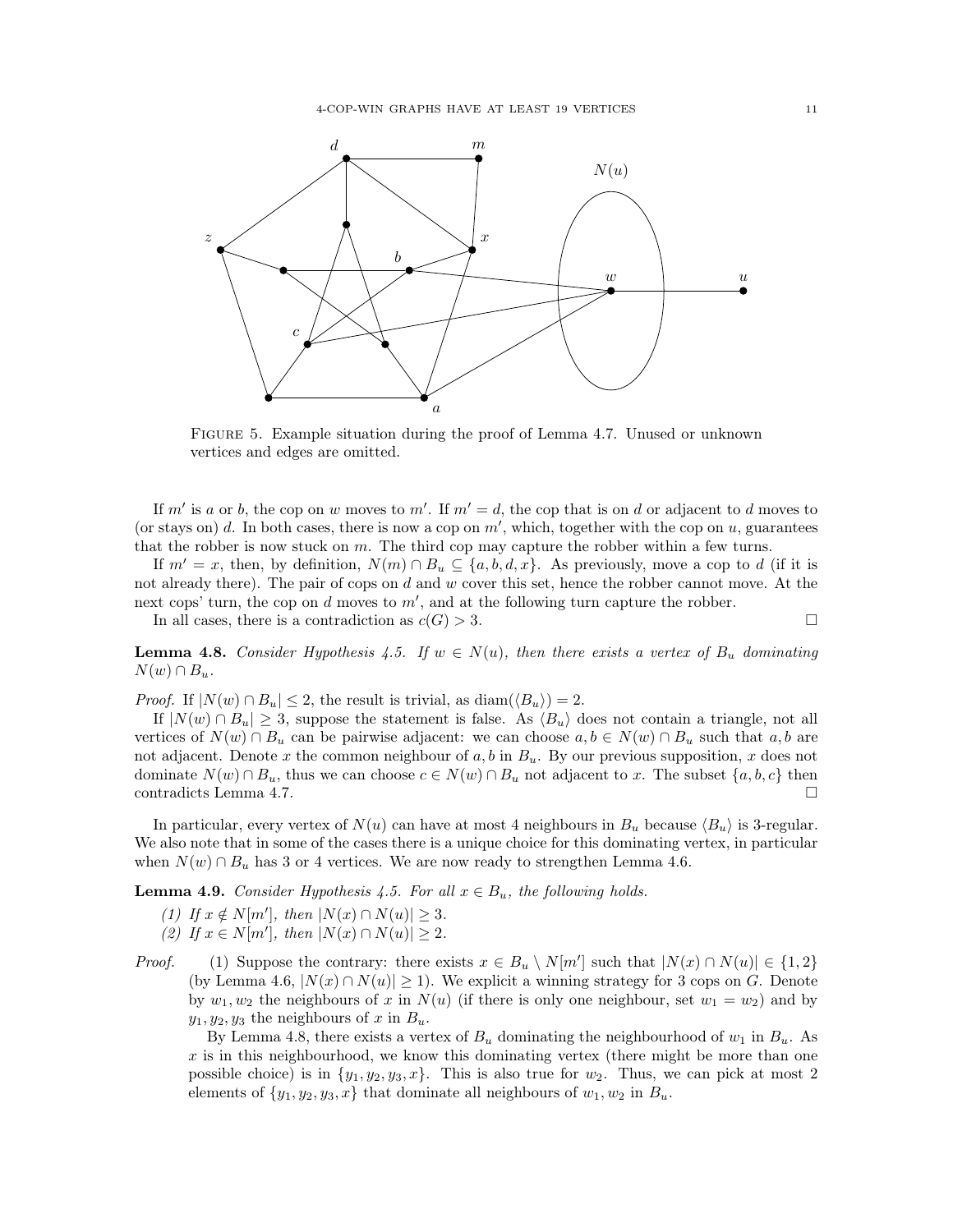FIGURE 5. Example situation during the proof of Lemma 4.7. Unused or unknown vertices and edges are omitted.

If $m'$ is $a$ or $b$, the cop on $w$ moves to $m'$. If $m' = d$, the cop that is on $d$ or adjacent to $d$ moves to (or stays on) $d$. In both cases, there is now a cop on $m'$, which, together with the cop on $u$, guarantees that the robber is now stuck on $m$. The third cop may capture the robber within a few turns.

If $m' = x$, then, by definition, $N(m) \cap B_u \subseteq \{a, b, d, x\}$. As previously, move a cop to $d$ (if it is not already there). The pair of cops on $d$ and $w$ cover this set, hence the robber cannot move. At the next cops' turn, the cop on $d$ moves to $m'$, and at the following turn capture the robber.

In all cases, there is a contradiction as $c(G) > 3$. □

**Lemma 4.8.** *Consider Hypothesis 4.5. If $w \in N(u)$, then there exists a vertex of $B_u$ dominating $N(w) \cap B_u$.*

*Proof.* If $|N(w) \cap B_u| \leq 2$, the result is trivial, as $\mathrm{diam}(\langle B_u \rangle) = 2$.

If $|N(w) \cap B_u| \geq 3$, suppose the statement is false. As $\langle B_u \rangle$ does not contain a triangle, not all vertices of $N(w) \cap B_u$ can be pairwise adjacent: we can choose $a, b \in N(w) \cap B_u$ such that $a, b$ are not adjacent. Denote $x$ the common neighbour of $a, b$ in $B_u$. By our previous supposition, $x$ does not dominate $N(w) \cap B_u$, thus we can choose $c \in N(w) \cap B_u$ not adjacent to $x$. The subset $\{a, b, c\}$ then contradicts Lemma 4.7. □

In particular, every vertex of $N(u)$ can have at most 4 neighbours in $B_u$ because $\langle B_u \rangle$ is 3-regular. We also note that in some of the cases there is a unique choice for this dominating vertex, in particular when $N(w) \cap B_u$ has 3 or 4 vertices. We are now ready to strengthen Lemma 4.6.

**Lemma 4.9.** *Consider Hypothesis 4.5. For all $x \in B_u$, the following holds.*

*(1) If $x \notin N[m']$, then $|N(x) \cap N(u)| \geq 3$.*
*(2) If $x \in N[m']$, then $|N(x) \cap N(u)| \geq 2$.*

*Proof.* (1) Suppose the contrary: there exists $x \in B_u \setminus N[m']$ such that $|N(x) \cap N(u)| \in \{1, 2\}$ (by Lemma 4.6, $|N(x) \cap N(u)| \geq 1$). We explicit a winning strategy for 3 cops on $G$. Denote by $w_1, w_2$ the neighbours of $x$ in $N(u)$ (if there is only one neighbour, set $w_1 = w_2$) and by $y_1, y_2, y_3$ the neighbours of $x$ in $B_u$.

By Lemma 4.8, there exists a vertex of $B_u$ dominating the neighbourhood of $w_1$ in $B_u$. As $x$ is in this neighbourhood, we know this dominating vertex (there might be more than one possible choice) is in $\{y_1, y_2, y_3, x\}$. This is also true for $w_2$. Thus, we can pick at most 2 elements of $\{y_1, y_2, y_3, x\}$ that dominate all neighbours of $w_1, w_2$ in $B_u$.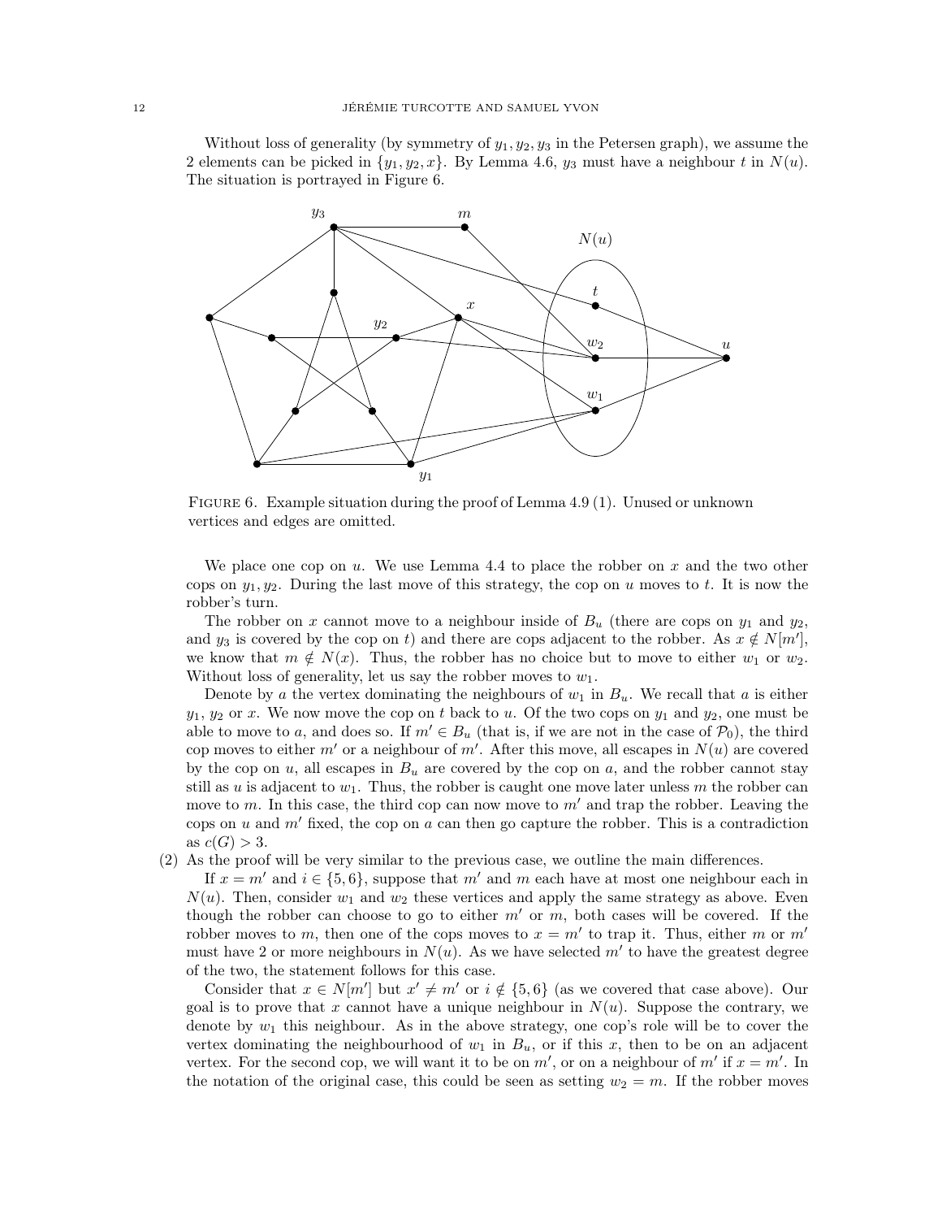Without loss of generality (by symmetry of $y_1, y_2, y_3$ in the Petersen graph), we assume the 2 elements can be picked in $\{y_1, y_2, x\}$. By Lemma 4.6, $y_3$ must have a neighbour $t$ in $N(u)$. The situation is portrayed in Figure 6.

Figure 6. Example situation during the proof of Lemma 4.9 (1). Unused or unknown vertices and edges are omitted.

We place one cop on $u$. We use Lemma 4.4 to place the robber on $x$ and the two other cops on $y_1, y_2$. During the last move of this strategy, the cop on $u$ moves to $t$. It is now the robber's turn.

The robber on $x$ cannot move to a neighbour inside of $B_u$ (there are cops on $y_1$ and $y_2$, and $y_3$ is covered by the cop on $t$) and there are cops adjacent to the robber. As $x \notin N[m']$, we know that $m \notin N(x)$. Thus, the robber has no choice but to move to either $w_1$ or $w_2$. Without loss of generality, let us say the robber moves to $w_1$.

Denote by $a$ the vertex dominating the neighbours of $w_1$ in $B_u$. We recall that $a$ is either $y_1$, $y_2$ or $x$. We now move the cop on $t$ back to $u$. Of the two cops on $y_1$ and $y_2$, one must be able to move to $a$, and does so. If $m' \in B_u$ (that is, if we are not in the case of $\mathcal{P}_0$), the third cop moves to either $m'$ or a neighbour of $m'$. After this move, all escapes in $N(u)$ are covered by the cop on $u$, all escapes in $B_u$ are covered by the cop on $a$, and the robber cannot stay still as $u$ is adjacent to $w_1$. Thus, the robber is caught one move later unless $m$ the robber can move to $m$. In this case, the third cop can now move to $m'$ and trap the robber. Leaving the cops on $u$ and $m'$ fixed, the cop on $a$ can then go capture the robber. This is a contradiction as $c(G) > 3$.

(2) As the proof will be very similar to the previous case, we outline the main differences.

If $x = m'$ and $i \in \{5, 6\}$, suppose that $m'$ and $m$ each have at most one neighbour each in $N(u)$. Then, consider $w_1$ and $w_2$ these vertices and apply the same strategy as above. Even though the robber can choose to go to either $m'$ or $m$, both cases will be covered. If the robber moves to $m$, then one of the cops moves to $x = m'$ to trap it. Thus, either $m$ or $m'$ must have 2 or more neighbours in $N(u)$. As we have selected $m'$ to have the greatest degree of the two, the statement follows for this case.

Consider that $x \in N[m']$ but $x' \neq m'$ or $i \notin \{5, 6\}$ (as we covered that case above). Our goal is to prove that $x$ cannot have a unique neighbour in $N(u)$. Suppose the contrary, we denote by $w_1$ this neighbour. As in the above strategy, one cop's role will be to cover the vertex dominating the neighbourhood of $w_1$ in $B_u$, or if this $x$, then to be on an adjacent vertex. For the second cop, we will want it to be on $m'$, or on a neighbour of $m'$ if $x = m'$. In the notation of the original case, this could be seen as setting $w_2 = m$. If the robber moves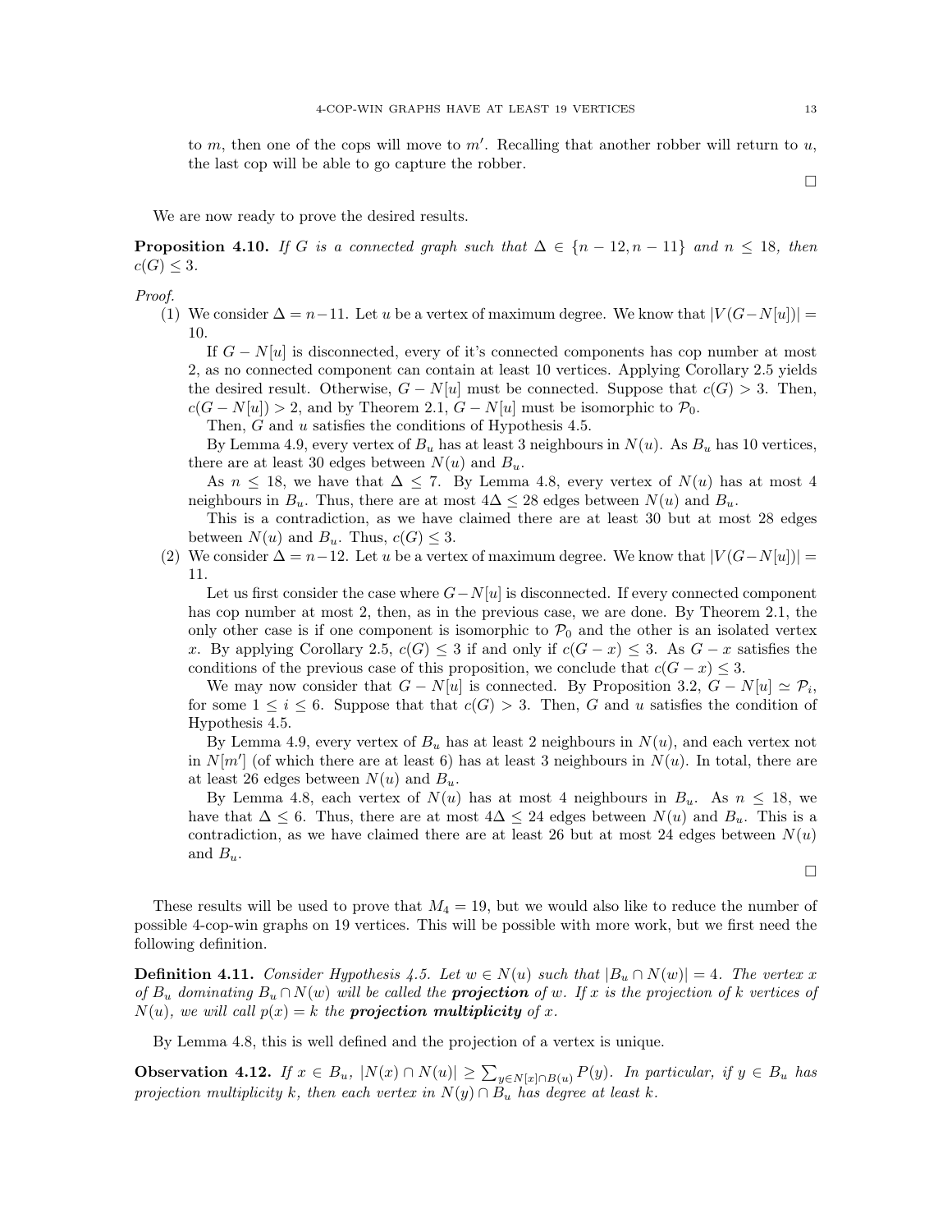to $m$, then one of the cops will move to $m'$. Recalling that another robber will return to $u$, the last cop will be able to go capture the robber.

□

We are now ready to prove the desired results.

**Proposition 4.10.** *If $G$ is a connected graph such that $\Delta \in \{n-12, n-11\}$ and $n \leq 18$, then $c(G) \leq 3$.*

*Proof.*

(1) We consider $\Delta = n-11$. Let $u$ be a vertex of maximum degree. We know that $|V(G-N[u])| = 10$.

If $G - N[u]$ is disconnected, every of it's connected components has cop number at most 2, as no connected component can contain at least 10 vertices. Applying Corollary 2.5 yields the desired result. Otherwise, $G - N[u]$ must be connected. Suppose that $c(G) > 3$. Then, $c(G - N[u]) > 2$, and by Theorem 2.1, $G - N[u]$ must be isomorphic to $\mathcal{P}_0$.

Then, $G$ and $u$ satisfies the conditions of Hypothesis 4.5.

By Lemma 4.9, every vertex of $B_u$ has at least 3 neighbours in $N(u)$. As $B_u$ has 10 vertices, there are at least 30 edges between $N(u)$ and $B_u$.

As $n \leq 18$, we have that $\Delta \leq 7$. By Lemma 4.8, every vertex of $N(u)$ has at most 4 neighbours in $B_u$. Thus, there are at most $4\Delta \leq 28$ edges between $N(u)$ and $B_u$.

This is a contradiction, as we have claimed there are at least 30 but at most 28 edges between $N(u)$ and $B_u$. Thus, $c(G) \leq 3$.

(2) We consider $\Delta = n-12$. Let $u$ be a vertex of maximum degree. We know that $|V(G-N[u])| = 11$.

Let us first consider the case where $G-N[u]$ is disconnected. If every connected component has cop number at most 2, then, as in the previous case, we are done. By Theorem 2.1, the only other case is if one component is isomorphic to $\mathcal{P}_0$ and the other is an isolated vertex $x$. By applying Corollary 2.5, $c(G) \leq 3$ if and only if $c(G - x) \leq 3$. As $G - x$ satisfies the conditions of the previous case of this proposition, we conclude that $c(G - x) \leq 3$.

We may now consider that $G - N[u]$ is connected. By Proposition 3.2, $G - N[u] \simeq \mathcal{P}_i$, for some $1 \leq i \leq 6$. Suppose that that $c(G) > 3$. Then, $G$ and $u$ satisfies the condition of Hypothesis 4.5.

By Lemma 4.9, every vertex of $B_u$ has at least 2 neighbours in $N(u)$, and each vertex not in $N[m']$ (of which there are at least 6) has at least 3 neighbours in $N(u)$. In total, there are at least 26 edges between $N(u)$ and $B_u$.

By Lemma 4.8, each vertex of $N(u)$ has at most 4 neighbours in $B_u$. As $n \leq 18$, we have that $\Delta \leq 6$. Thus, there are at most $4\Delta \leq 24$ edges between $N(u)$ and $B_u$. This is a contradiction, as we have claimed there are at least 26 but at most 24 edges between $N(u)$ and $B_u$.

□

These results will be used to prove that $M_4 = 19$, but we would also like to reduce the number of possible 4-cop-win graphs on 19 vertices. This will be possible with more work, but we first need the following definition.

**Definition 4.11.** *Consider Hypothesis 4.5. Let $w \in N(u)$ such that $|B_u \cap N(w)| = 4$. The vertex $x$ of $B_u$ dominating $B_u \cap N(w)$ will be called the* ***projection*** *of $w$. If $x$ is the projection of $k$ vertices of $N(u)$, we will call $p(x) = k$ the* ***projection multiplicity*** *of $x$.*

By Lemma 4.8, this is well defined and the projection of a vertex is unique.

**Observation 4.12.** *If $x \in B_u$, $|N(x) \cap N(u)| \geq \sum_{y \in N[x] \cap B(u)} P(y)$. In particular, if $y \in B_u$ has projection multiplicity $k$, then each vertex in $N(y) \cap B_u$ has degree at least $k$.*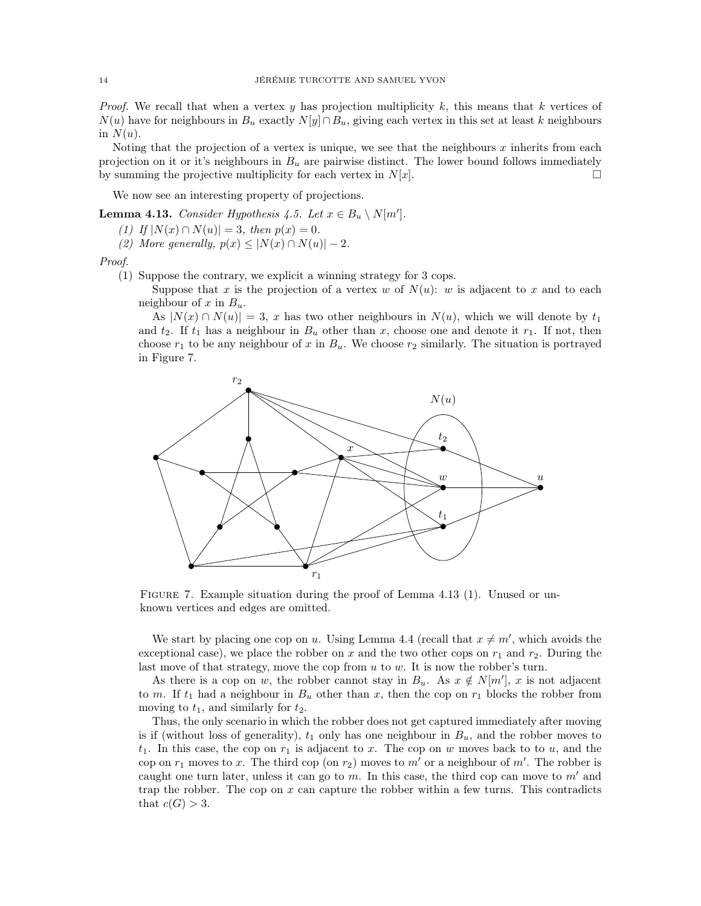*Proof.* We recall that when a vertex $y$ has projection multiplicity $k$, this means that $k$ vertices of $N(u)$ have for neighbours in $B_u$ exactly $N[y] \cap B_u$, giving each vertex in this set at least $k$ neighbours in $N(u)$.

Noting that the projection of a vertex is unique, we see that the neighbours $x$ inherits from each projection on it or it's neighbours in $B_u$ are pairwise distinct. The lower bound follows immediately by summing the projective multiplicity for each vertex in $N[x]$. $\square$

We now see an interesting property of projections.

**Lemma 4.13.** *Consider Hypothesis 4.5. Let $x \in B_u \setminus N[m']$.*

*(1) If $|N(x) \cap N(u)| = 3$, then $p(x) = 0$.*
*(2) More generally, $p(x) \leq |N(x) \cap N(u)| - 2$.*

*Proof.*

(1) Suppose the contrary, we explicit a winning strategy for 3 cops.

Suppose that $x$ is the projection of a vertex $w$ of $N(u)$: $w$ is adjacent to $x$ and to each neighbour of $x$ in $B_u$.

As $|N(x) \cap N(u)| = 3$, $x$ has two other neighbours in $N(u)$, which we will denote by $t_1$ and $t_2$. If $t_1$ has a neighbour in $B_u$ other than $x$, choose one and denote it $r_1$. If not, then choose $r_1$ to be any neighbour of $x$ in $B_u$. We choose $r_2$ similarly. The situation is portrayed in Figure 7.

FIGURE 7. Example situation during the proof of Lemma 4.13 (1). Unused or unknown vertices and edges are omitted.

We start by placing one cop on $u$. Using Lemma 4.4 (recall that $x \neq m'$, which avoids the exceptional case), we place the robber on $x$ and the two other cops on $r_1$ and $r_2$. During the last move of that strategy, move the cop from $u$ to $w$. It is now the robber's turn.

As there is a cop on $w$, the robber cannot stay in $B_u$. As $x \notin N[m']$, $x$ is not adjacent to $m$. If $t_1$ had a neighbour in $B_u$ other than $x$, then the cop on $r_1$ blocks the robber from moving to $t_1$, and similarly for $t_2$.

Thus, the only scenario in which the robber does not get captured immediately after moving is if (without loss of generality), $t_1$ only has one neighbour in $B_u$, and the robber moves to $t_1$. In this case, the cop on $r_1$ is adjacent to $x$. The cop on $w$ moves back to to $u$, and the cop on $r_1$ moves to $x$. The third cop (on $r_2$) moves to $m'$ or a neighbour of $m'$. The robber is caught one turn later, unless it can go to $m$. In this case, the third cop can move to $m'$ and trap the robber. The cop on $x$ can capture the robber within a few turns. This contradicts that $c(G) > 3$.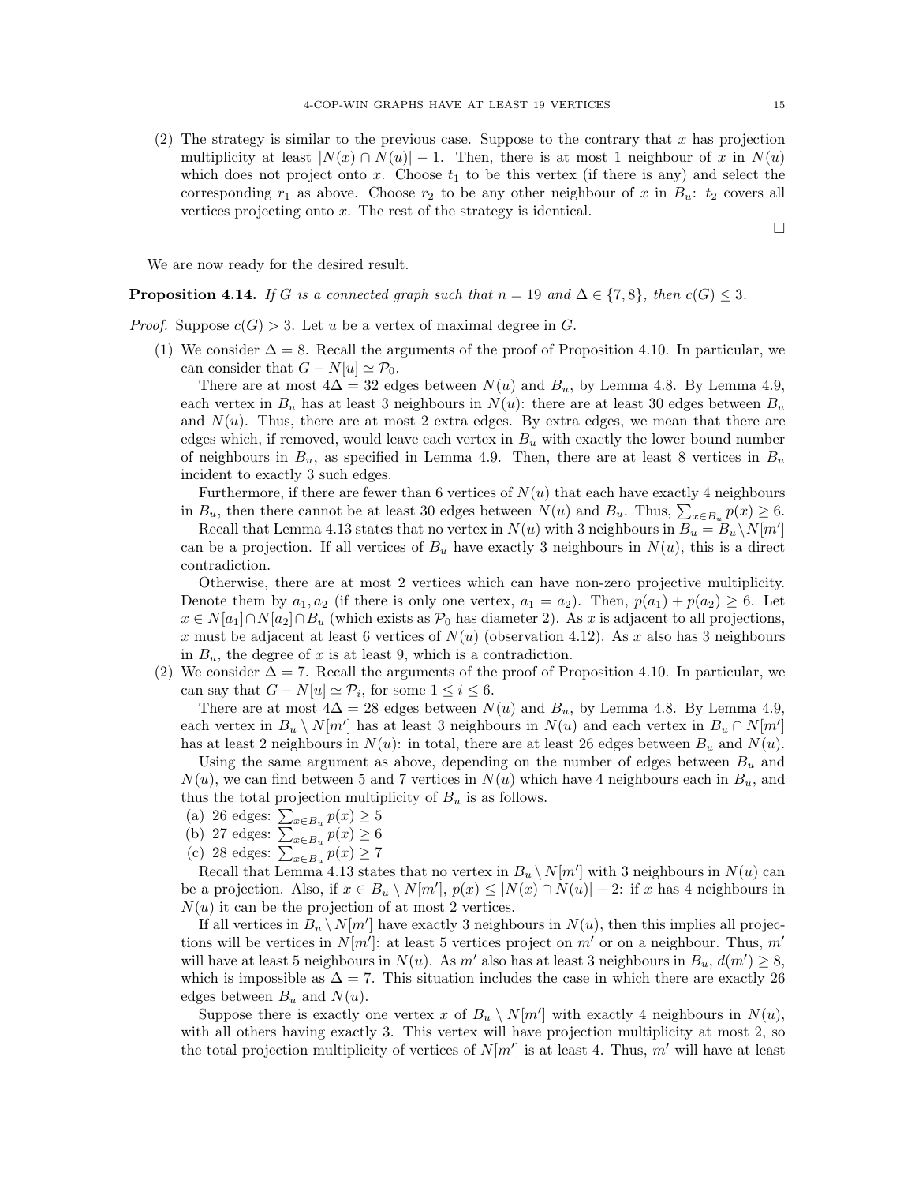(2) The strategy is similar to the previous case. Suppose to the contrary that $x$ has projection multiplicity at least $|N(x) \cap N(u)| - 1$. Then, there is at most 1 neighbour of $x$ in $N(u)$ which does not project onto $x$. Choose $t_1$ to be this vertex (if there is any) and select the corresponding $r_1$ as above. Choose $r_2$ to be any other neighbour of $x$ in $B_u$: $t_2$ covers all vertices projecting onto $x$. The rest of the strategy is identical.

□

We are now ready for the desired result.

**Proposition 4.14.** *If $G$ is a connected graph such that $n = 19$ and $\Delta \in \{7, 8\}$, then $c(G) \leq 3$.*

*Proof.* Suppose $c(G) > 3$. Let $u$ be a vertex of maximal degree in $G$.

(1) We consider $\Delta = 8$. Recall the arguments of the proof of Proposition 4.10. In particular, we can consider that $G - N[u] \simeq \mathcal{P}_0$.

   There are at most $4\Delta = 32$ edges between $N(u)$ and $B_u$, by Lemma 4.8. By Lemma 4.9, each vertex in $B_u$ has at least 3 neighbours in $N(u)$: there are at least 30 edges between $B_u$ and $N(u)$. Thus, there are at most 2 extra edges. By extra edges, we mean that there are edges which, if removed, would leave each vertex in $B_u$ with exactly the lower bound number of neighbours in $B_u$, as specified in Lemma 4.9. Then, there are at least 8 vertices in $B_u$ incident to exactly 3 such edges.

   Furthermore, if there are fewer than 6 vertices of $N(u)$ that each have exactly 4 neighbours in $B_u$, then there cannot be at least 30 edges between $N(u)$ and $B_u$. Thus, $\sum_{x \in B_u} p(x) \geq 6$.

   Recall that Lemma 4.13 states that no vertex in $N(u)$ with 3 neighbours in $B_u = B_u \setminus N[m']$ can be a projection. If all vertices of $B_u$ have exactly 3 neighbours in $N(u)$, this is a direct contradiction.

   Otherwise, there are at most 2 vertices which can have non-zero projective multiplicity. Denote them by $a_1, a_2$ (if there is only one vertex, $a_1 = a_2$). Then, $p(a_1) + p(a_2) \geq 6$. Let $x \in N[a_1] \cap N[a_2] \cap B_u$ (which exists as $\mathcal{P}_0$ has diameter 2). As $x$ is adjacent to all projections, $x$ must be adjacent at least 6 vertices of $N(u)$ (observation 4.12). As $x$ also has 3 neighbours in $B_u$, the degree of $x$ is at least 9, which is a contradiction.

(2) We consider $\Delta = 7$. Recall the arguments of the proof of Proposition 4.10. In particular, we can say that $G - N[u] \simeq \mathcal{P}_i$, for some $1 \leq i \leq 6$.

   There are at most $4\Delta = 28$ edges between $N(u)$ and $B_u$, by Lemma 4.8. By Lemma 4.9, each vertex in $B_u \setminus N[m']$ has at least 3 neighbours in $N(u)$ and each vertex in $B_u \cap N[m']$ has at least 2 neighbours in $N(u)$: in total, there are at least 26 edges between $B_u$ and $N(u)$.

   Using the same argument as above, depending on the number of edges between $B_u$ and $N(u)$, we can find between 5 and 7 vertices in $N(u)$ which have 4 neighbours each in $B_u$, and thus the total projection multiplicity of $B_u$ is as follows.

   (a) 26 edges: $\sum_{x \in B_u} p(x) \geq 5$
   (b) 27 edges: $\sum_{x \in B_u} p(x) \geq 6$
   (c) 28 edges: $\sum_{x \in B_u} p(x) \geq 7$

   Recall that Lemma 4.13 states that no vertex in $B_u \setminus N[m']$ with 3 neighbours in $N(u)$ can be a projection. Also, if $x \in B_u \setminus N[m']$, $p(x) \leq |N(x) \cap N(u)| - 2$: if $x$ has 4 neighbours in $N(u)$ it can be the projection of at most 2 vertices.

   If all vertices in $B_u \setminus N[m']$ have exactly 3 neighbours in $N(u)$, then this implies all projections will be vertices in $N[m']$: at least 5 vertices project on $m'$ or on a neighbour. Thus, $m'$ will have at least 5 neighbours in $N(u)$. As $m'$ also has at least 3 neighbours in $B_u$, $d(m') \geq 8$, which is impossible as $\Delta = 7$. This situation includes the case in which there are exactly 26 edges between $B_u$ and $N(u)$.

   Suppose there is exactly one vertex $x$ of $B_u \setminus N[m']$ with exactly 4 neighbours in $N(u)$, with all others having exactly 3. This vertex will have projection multiplicity at most 2, so the total projection multiplicity of vertices of $N[m']$ is at least 4. Thus, $m'$ will have at least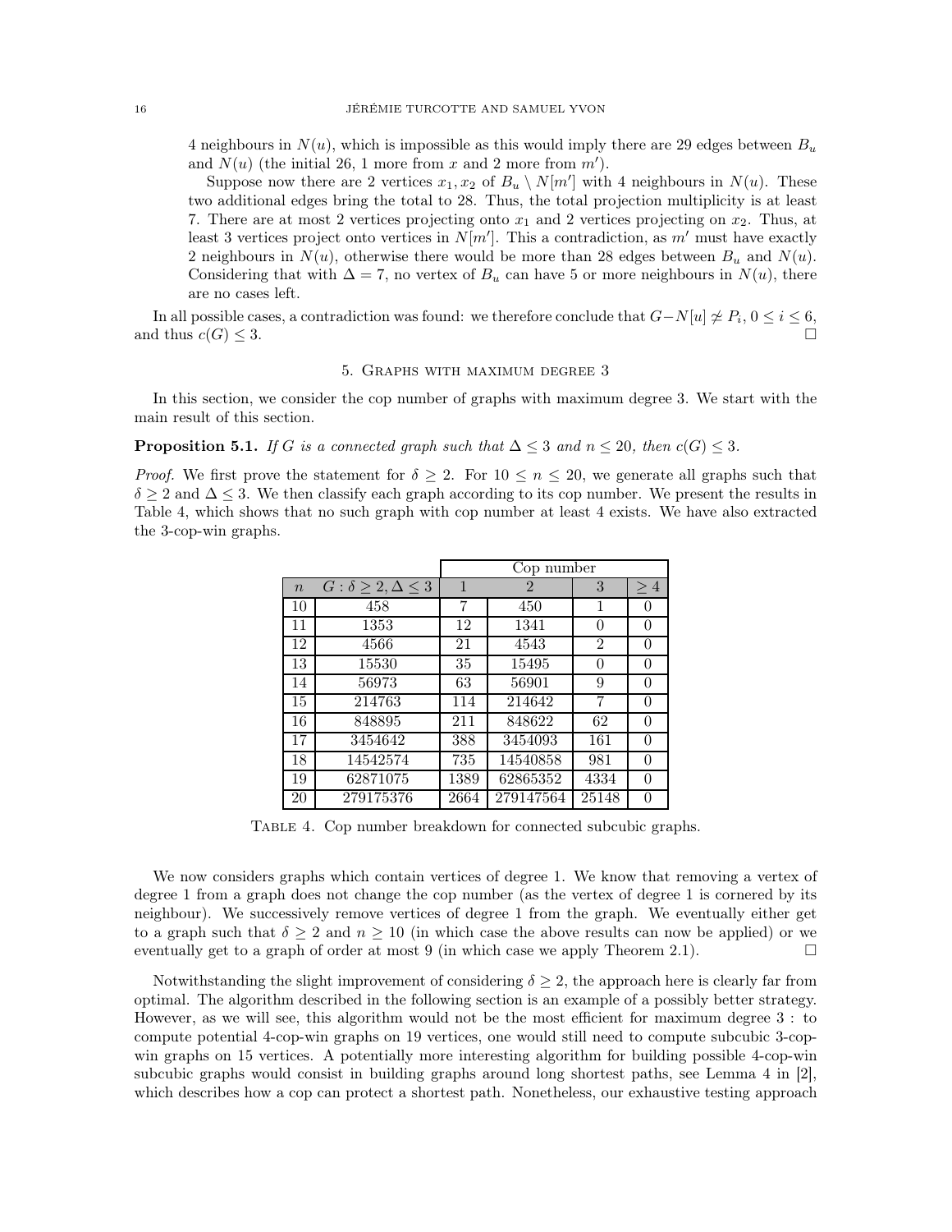4 neighbours in $N(u)$, which is impossible as this would imply there are 29 edges between $B_u$ and $N(u)$ (the initial 26, 1 more from $x$ and 2 more from $m'$).

Suppose now there are 2 vertices $x_1, x_2$ of $B_u \setminus N[m']$ with 4 neighbours in $N(u)$. These two additional edges bring the total to 28. Thus, the total projection multiplicity is at least 7. There are at most 2 vertices projecting onto $x_1$ and 2 vertices projecting on $x_2$. Thus, at least 3 vertices project onto vertices in $N[m']$. This a contradiction, as $m'$ must have exactly 2 neighbours in $N(u)$, otherwise there would be more than 28 edges between $B_u$ and $N(u)$. Considering that with $\Delta = 7$, no vertex of $B_u$ can have 5 or more neighbours in $N(u)$, there are no cases left.

In all possible cases, a contradiction was found: we therefore conclude that $G - N[u] \not\simeq P_i$, $0 \leq i \leq 6$, and thus $c(G) \leq 3$. □

## 5. Graphs with maximum degree 3

In this section, we consider the cop number of graphs with maximum degree 3. We start with the main result of this section.

**Proposition 5.1.** *If $G$ is a connected graph such that $\Delta \leq 3$ and $n \leq 20$, then $c(G) \leq 3$.*

*Proof.* We first prove the statement for $\delta \geq 2$. For $10 \leq n \leq 20$, we generate all graphs such that $\delta \geq 2$ and $\Delta \leq 3$. We then classify each graph according to its cop number. We present the results in Table 4, which shows that no such graph with cop number at least 4 exists. We have also extracted the 3-cop-win graphs.

| | | Cop number | | | |
|---|---|---|---|---|---|
| $n$ | $G : \delta \geq 2, \Delta \leq 3$ | 1 | 2 | 3 | $\geq 4$ |
| 10 | 458 | 7 | 450 | 1 | 0 |
| 11 | 1353 | 12 | 1341 | 0 | 0 |
| 12 | 4566 | 21 | 4543 | 2 | 0 |
| 13 | 15530 | 35 | 15495 | 0 | 0 |
| 14 | 56973 | 63 | 56901 | 9 | 0 |
| 15 | 214763 | 114 | 214642 | 7 | 0 |
| 16 | 848895 | 211 | 848622 | 62 | 0 |
| 17 | 3454642 | 388 | 3454093 | 161 | 0 |
| 18 | 14542574 | 735 | 14540858 | 981 | 0 |
| 19 | 62871075 | 1389 | 62865352 | 4334 | 0 |
| 20 | 279175376 | 2664 | 279147564 | 25148 | 0 |

Table 4. Cop number breakdown for connected subcubic graphs.

We now considers graphs which contain vertices of degree 1. We know that removing a vertex of degree 1 from a graph does not change the cop number (as the vertex of degree 1 is cornered by its neighbour). We successively remove vertices of degree 1 from the graph. We eventually either get to a graph such that $\delta \geq 2$ and $n \geq 10$ (in which case the above results can now be applied) or we eventually get to a graph of order at most 9 (in which case we apply Theorem 2.1). □

Notwithstanding the slight improvement of considering $\delta \geq 2$, the approach here is clearly far from optimal. The algorithm described in the following section is an example of a possibly better strategy. However, as we will see, this algorithm would not be the most efficient for maximum degree 3 : to compute potential 4-cop-win graphs on 19 vertices, one would still need to compute subcubic 3-cop-win graphs on 15 vertices. A potentially more interesting algorithm for building possible 4-cop-win subcubic graphs would consist in building graphs around long shortest paths, see Lemma 4 in [2], which describes how a cop can protect a shortest path. Nonetheless, our exhaustive testing approach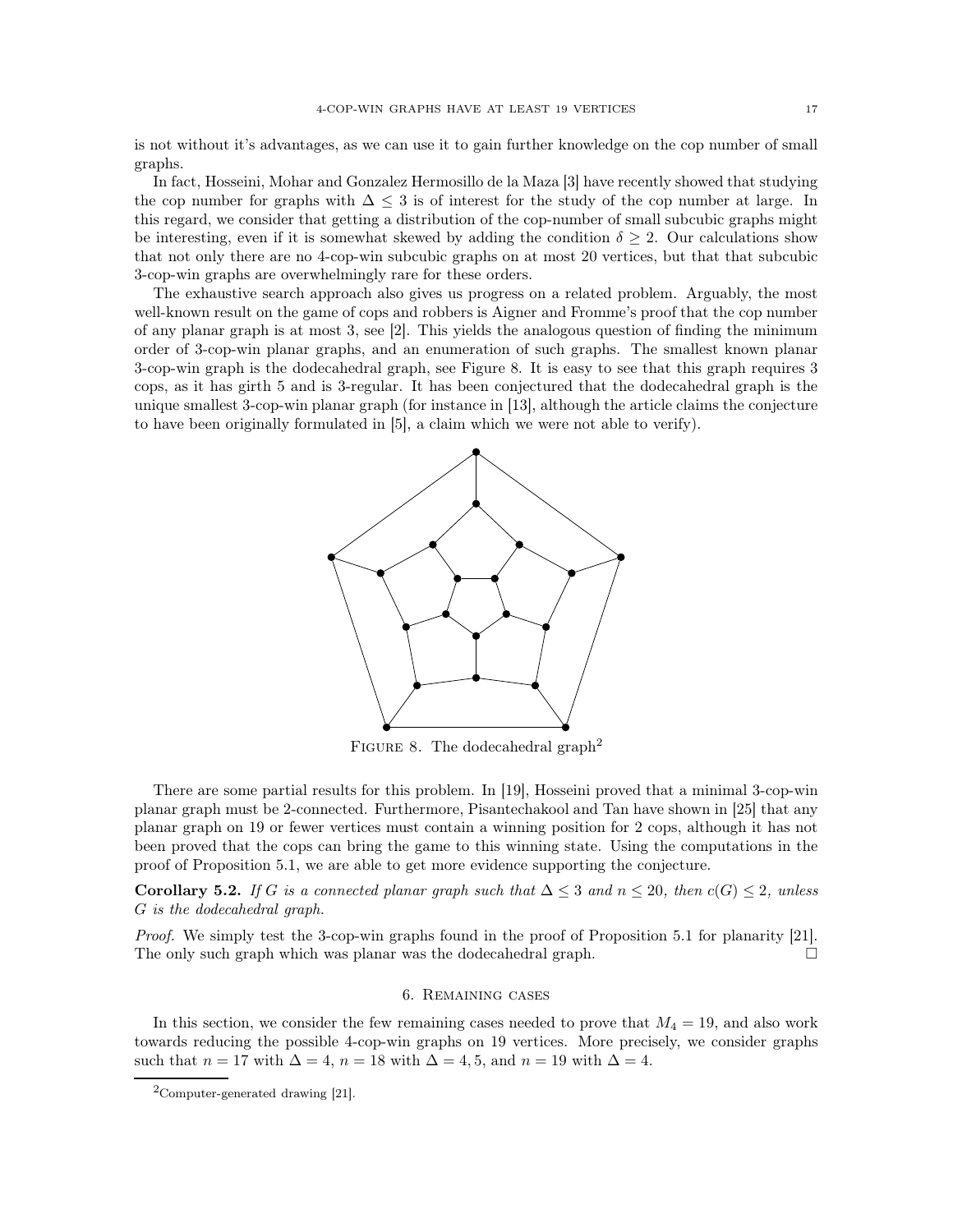is not without it's advantages, as we can use it to gain further knowledge on the cop number of small graphs.

In fact, Hosseini, Mohar and Gonzalez Hermosillo de la Maza [3] have recently showed that studying the cop number for graphs with $\Delta \leq 3$ is of interest for the study of the cop number at large. In this regard, we consider that getting a distribution of the cop-number of small subcubic graphs might be interesting, even if it is somewhat skewed by adding the condition $\delta \geq 2$. Our calculations show that not only there are no 4-cop-win subcubic graphs on at most 20 vertices, but that that subcubic 3-cop-win graphs are overwhelmingly rare for these orders.

The exhaustive search approach also gives us progress on a related problem. Arguably, the most well-known result on the game of cops and robbers is Aigner and Fromme's proof that the cop number of any planar graph is at most 3, see [2]. This yields the analogous question of finding the minimum order of 3-cop-win planar graphs, and an enumeration of such graphs. The smallest known planar 3-cop-win graph is the dodecahedral graph, see Figure 8. It is easy to see that this graph requires 3 cops, as it has girth 5 and is 3-regular. It has been conjectured that the dodecahedral graph is the unique smallest 3-cop-win planar graph (for instance in [13], although the article claims the conjecture to have been originally formulated in [5], a claim which we were not able to verify).

FIGURE 8. The dodecahedral graph[2]

There are some partial results for this problem. In [19], Hosseini proved that a minimal 3-cop-win planar graph must be 2-connected. Furthermore, Pisantechakool and Tan have shown in [25] that any planar graph on 19 or fewer vertices must contain a winning position for 2 cops, although it has not been proved that the cops can bring the game to this winning state. Using the computations in the proof of Proposition 5.1, we are able to get more evidence supporting the conjecture.

**Corollary 5.2.** *If $G$ is a connected planar graph such that $\Delta \leq 3$ and $n \leq 20$, then $c(G) \leq 2$, unless $G$ is the dodecahedral graph.*

*Proof.* We simply test the 3-cop-win graphs found in the proof of Proposition 5.1 for planarity [21]. The only such graph which was planar was the dodecahedral graph. □

## 6. Remaining cases

In this section, we consider the few remaining cases needed to prove that $M_4 = 19$, and also work towards reducing the possible 4-cop-win graphs on 19 vertices. More precisely, we consider graphs such that $n = 17$ with $\Delta = 4$, $n = 18$ with $\Delta = 4, 5$, and $n = 19$ with $\Delta = 4$.

[2]Computer-generated drawing [21].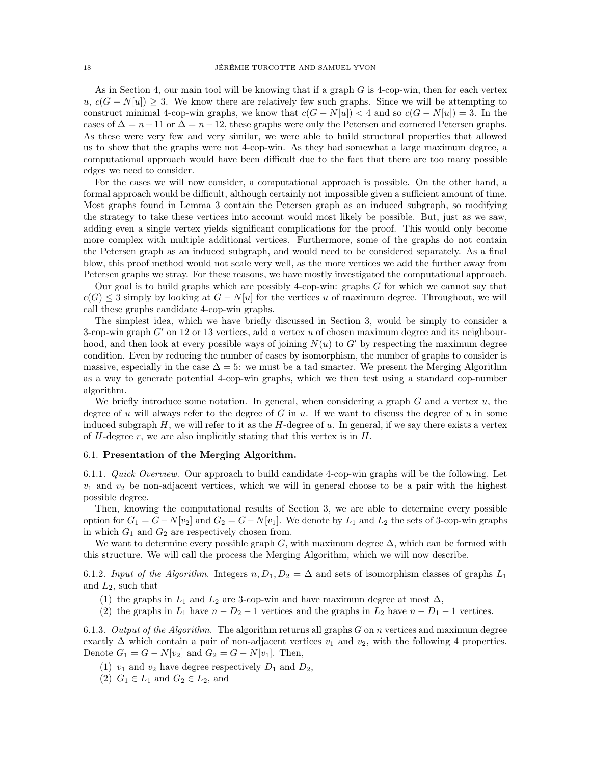As in Section 4, our main tool will be knowing that if a graph $G$ is 4-cop-win, then for each vertex $u$, $c(G - N[u]) \geq 3$. We know there are relatively few such graphs. Since we will be attempting to construct minimal 4-cop-win graphs, we know that $c(G - N[u]) < 4$ and so $c(G - N[u]) = 3$. In the cases of $\Delta = n - 11$ or $\Delta = n - 12$, these graphs were only the Petersen and cornered Petersen graphs. As these were very few and very similar, we were able to build structural properties that allowed us to show that the graphs were not 4-cop-win. As they had somewhat a large maximum degree, a computational approach would have been difficult due to the fact that there are too many possible edges we need to consider.

For the cases we will now consider, a computational approach is possible. On the other hand, a formal approach would be difficult, although certainly not impossible given a sufficient amount of time. Most graphs found in Lemma 3 contain the Petersen graph as an induced subgraph, so modifying the strategy to take these vertices into account would most likely be possible. But, just as we saw, adding even a single vertex yields significant complications for the proof. This would only become more complex with multiple additional vertices. Furthermore, some of the graphs do not contain the Petersen graph as an induced subgraph, and would need to be considered separately. As a final blow, this proof method would not scale very well, as the more vertices we add the further away from Petersen graphs we stray. For these reasons, we have mostly investigated the computational approach.

Our goal is to build graphs which are possibly 4-cop-win: graphs $G$ for which we cannot say that $c(G) \leq 3$ simply by looking at $G - N[u]$ for the vertices $u$ of maximum degree. Throughout, we will call these graphs candidate 4-cop-win graphs.

The simplest idea, which we have briefly discussed in Section 3, would be simply to consider a 3-cop-win graph $G'$ on 12 or 13 vertices, add a vertex $u$ of chosen maximum degree and its neighbourhood, and then look at every possible ways of joining $N(u)$ to $G'$ by respecting the maximum degree condition. Even by reducing the number of cases by isomorphism, the number of graphs to consider is massive, especially in the case $\Delta = 5$: we must be a tad smarter. We present the Merging Algorithm as a way to generate potential 4-cop-win graphs, which we then test using a standard cop-number algorithm.

We briefly introduce some notation. In general, when considering a graph $G$ and a vertex $u$, the degree of $u$ will always refer to the degree of $G$ in $u$. If we want to discuss the degree of $u$ in some induced subgraph $H$, we will refer to it as the $H$-degree of $u$. In general, if we say there exists a vertex of $H$-degree $r$, we are also implicitly stating that this vertex is in $H$.

## 6.1. Presentation of the Merging Algorithm.

6.1.1. *Quick Overview.* Our approach to build candidate 4-cop-win graphs will be the following. Let $v_1$ and $v_2$ be non-adjacent vertices, which we will in general choose to be a pair with the highest possible degree.

Then, knowing the computational results of Section 3, we are able to determine every possible option for $G_1 = G - N[v_2]$ and $G_2 = G - N[v_1]$. We denote by $L_1$ and $L_2$ the sets of 3-cop-win graphs in which $G_1$ and $G_2$ are respectively chosen from.

We want to determine every possible graph $G$, with maximum degree $\Delta$, which can be formed with this structure. We will call the process the Merging Algorithm, which we will now describe.

6.1.2. *Input of the Algorithm.* Integers $n, D_1, D_2 = \Delta$ and sets of isomorphism classes of graphs $L_1$ and $L_2$, such that

(1) the graphs in $L_1$ and $L_2$ are 3-cop-win and have maximum degree at most $\Delta$,
(2) the graphs in $L_1$ have $n - D_2 - 1$ vertices and the graphs in $L_2$ have $n - D_1 - 1$ vertices.

6.1.3. *Output of the Algorithm.* The algorithm returns all graphs $G$ on $n$ vertices and maximum degree exactly $\Delta$ which contain a pair of non-adjacent vertices $v_1$ and $v_2$, with the following 4 properties. Denote $G_1 = G - N[v_2]$ and $G_2 = G - N[v_1]$. Then,

(1) $v_1$ and $v_2$ have degree respectively $D_1$ and $D_2$,
(2) $G_1 \in L_1$ and $G_2 \in L_2$, and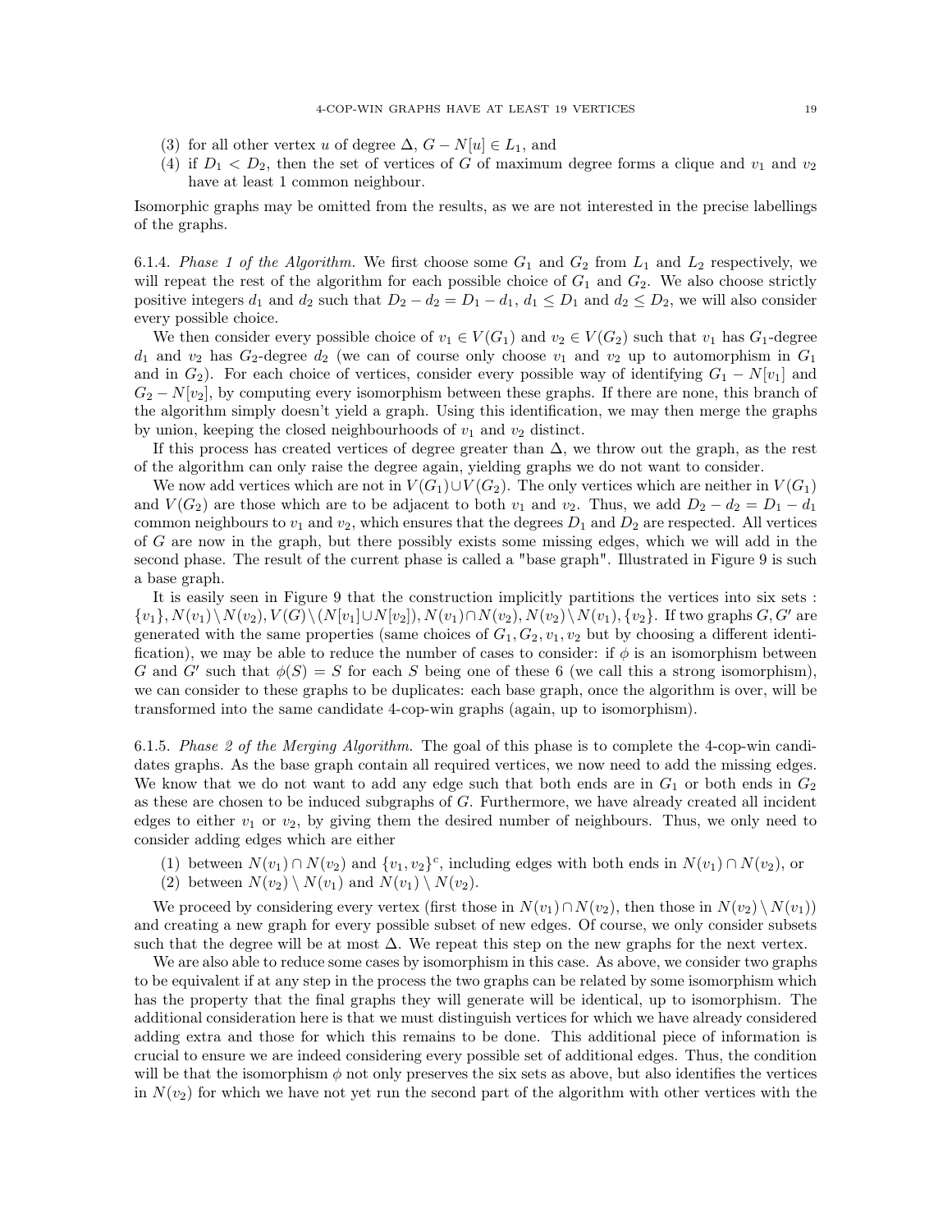(3) for all other vertex $u$ of degree $\Delta$, $G - N[u] \in L_1$, and
(4) if $D_1 < D_2$, then the set of vertices of $G$ of maximum degree forms a clique and $v_1$ and $v_2$ have at least 1 common neighbour.

Isomorphic graphs may be omitted from the results, as we are not interested in the precise labellings of the graphs.

6.1.4. *Phase 1 of the Algorithm.* We first choose some $G_1$ and $G_2$ from $L_1$ and $L_2$ respectively, we will repeat the rest of the algorithm for each possible choice of $G_1$ and $G_2$. We also choose strictly positive integers $d_1$ and $d_2$ such that $D_2 - d_2 = D_1 - d_1$, $d_1 \leq D_1$ and $d_2 \leq D_2$, we will also consider every possible choice.

We then consider every possible choice of $v_1 \in V(G_1)$ and $v_2 \in V(G_2)$ such that $v_1$ has $G_1$-degree $d_1$ and $v_2$ has $G_2$-degree $d_2$ (we can of course only choose $v_1$ and $v_2$ up to automorphism in $G_1$ and in $G_2$). For each choice of vertices, consider every possible way of identifying $G_1 - N[v_1]$ and $G_2 - N[v_2]$, by computing every isomorphism between these graphs. If there are none, this branch of the algorithm simply doesn't yield a graph. Using this identification, we may then merge the graphs by union, keeping the closed neighbourhoods of $v_1$ and $v_2$ distinct.

If this process has created vertices of degree greater than $\Delta$, we throw out the graph, as the rest of the algorithm can only raise the degree again, yielding graphs we do not want to consider.

We now add vertices which are not in $V(G_1) \cup V(G_2)$. The only vertices which are neither in $V(G_1)$ and $V(G_2)$ are those which are to be adjacent to both $v_1$ and $v_2$. Thus, we add $D_2 - d_2 = D_1 - d_1$ common neighbours to $v_1$ and $v_2$, which ensures that the degrees $D_1$ and $D_2$ are respected. All vertices of $G$ are now in the graph, but there possibly exists some missing edges, which we will add in the second phase. The result of the current phase is called a "base graph". Illustrated in Figure 9 is such a base graph.

It is easily seen in Figure 9 that the construction implicitly partitions the vertices into six sets : $\{v_1\}, N(v_1) \setminus N(v_2), V(G) \setminus (N[v_1] \cup N[v_2]), N(v_1) \cap N(v_2), N(v_2) \setminus N(v_1), \{v_2\}$. If two graphs $G, G'$ are generated with the same properties (same choices of $G_1, G_2, v_1, v_2$ but by choosing a different identification), we may be able to reduce the number of cases to consider: if $\phi$ is an isomorphism between $G$ and $G'$ such that $\phi(S) = S$ for each $S$ being one of these 6 (we call this a strong isomorphism), we can consider to these graphs to be duplicates: each base graph, once the algorithm is over, will be transformed into the same candidate 4-cop-win graphs (again, up to isomorphism).

6.1.5. *Phase 2 of the Merging Algorithm.* The goal of this phase is to complete the 4-cop-win candidates graphs. As the base graph contain all required vertices, we now need to add the missing edges. We know that we do not want to add any edge such that both ends are in $G_1$ or both ends in $G_2$ as these are chosen to be induced subgraphs of $G$. Furthermore, we have already created all incident edges to either $v_1$ or $v_2$, by giving them the desired number of neighbours. Thus, we only need to consider adding edges which are either

(1) between $N(v_1) \cap N(v_2)$ and $\{v_1, v_2\}^c$, including edges with both ends in $N(v_1) \cap N(v_2)$, or
(2) between $N(v_2) \setminus N(v_1)$ and $N(v_1) \setminus N(v_2)$.

We proceed by considering every vertex (first those in $N(v_1) \cap N(v_2)$, then those in $N(v_2) \setminus N(v_1)$) and creating a new graph for every possible subset of new edges. Of course, we only consider subsets such that the degree will be at most $\Delta$. We repeat this step on the new graphs for the next vertex.

We are also able to reduce some cases by isomorphism in this case. As above, we consider two graphs to be equivalent if at any step in the process the two graphs can be related by some isomorphism which has the property that the final graphs they will generate will be identical, up to isomorphism. The additional consideration here is that we must distinguish vertices for which we have already considered adding extra and those for which this remains to be done. This additional piece of information is crucial to ensure we are indeed considering every possible set of additional edges. Thus, the condition will be that the isomorphism $\phi$ not only preserves the six sets as above, but also identifies the vertices in $N(v_2)$ for which we have not yet run the second part of the algorithm with other vertices with the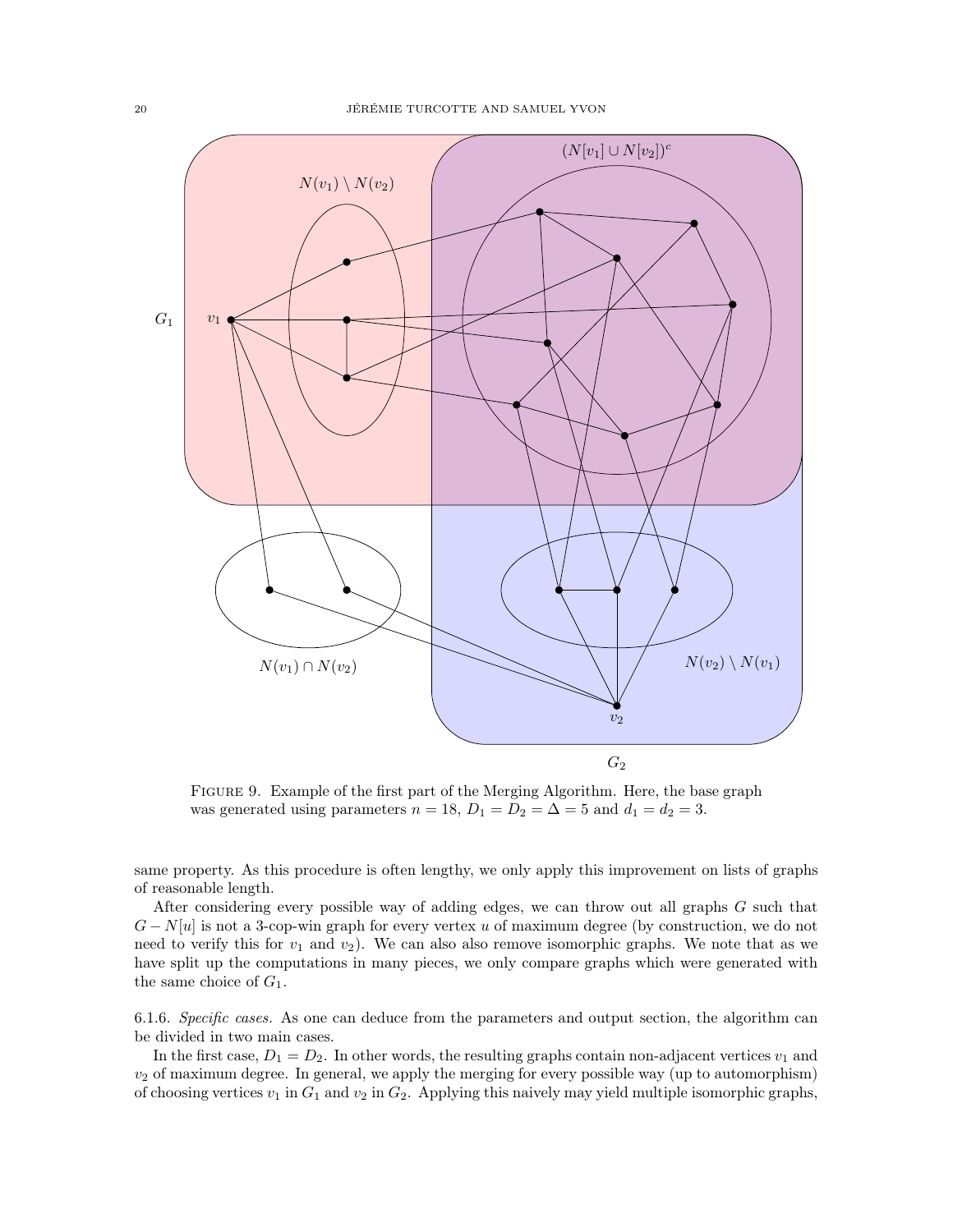FIGURE 9. Example of the first part of the Merging Algorithm. Here, the base graph was generated using parameters $n = 18$, $D_1 = D_2 = \Delta = 5$ and $d_1 = d_2 = 3$.

same property. As this procedure is often lengthy, we only apply this improvement on lists of graphs of reasonable length.

After considering every possible way of adding edges, we can throw out all graphs $G$ such that $G - N[u]$ is not a 3-cop-win graph for every vertex $u$ of maximum degree (by construction, we do not need to verify this for $v_1$ and $v_2$). We can also also remove isomorphic graphs. We note that as we have split up the computations in many pieces, we only compare graphs which were generated with the same choice of $G_1$.

6.1.6. *Specific cases.* As one can deduce from the parameters and output section, the algorithm can be divided in two main cases.

In the first case, $D_1 = D_2$. In other words, the resulting graphs contain non-adjacent vertices $v_1$ and $v_2$ of maximum degree. In general, we apply the merging for every possible way (up to automorphism) of choosing vertices $v_1$ in $G_1$ and $v_2$ in $G_2$. Applying this naively may yield multiple isomorphic graphs,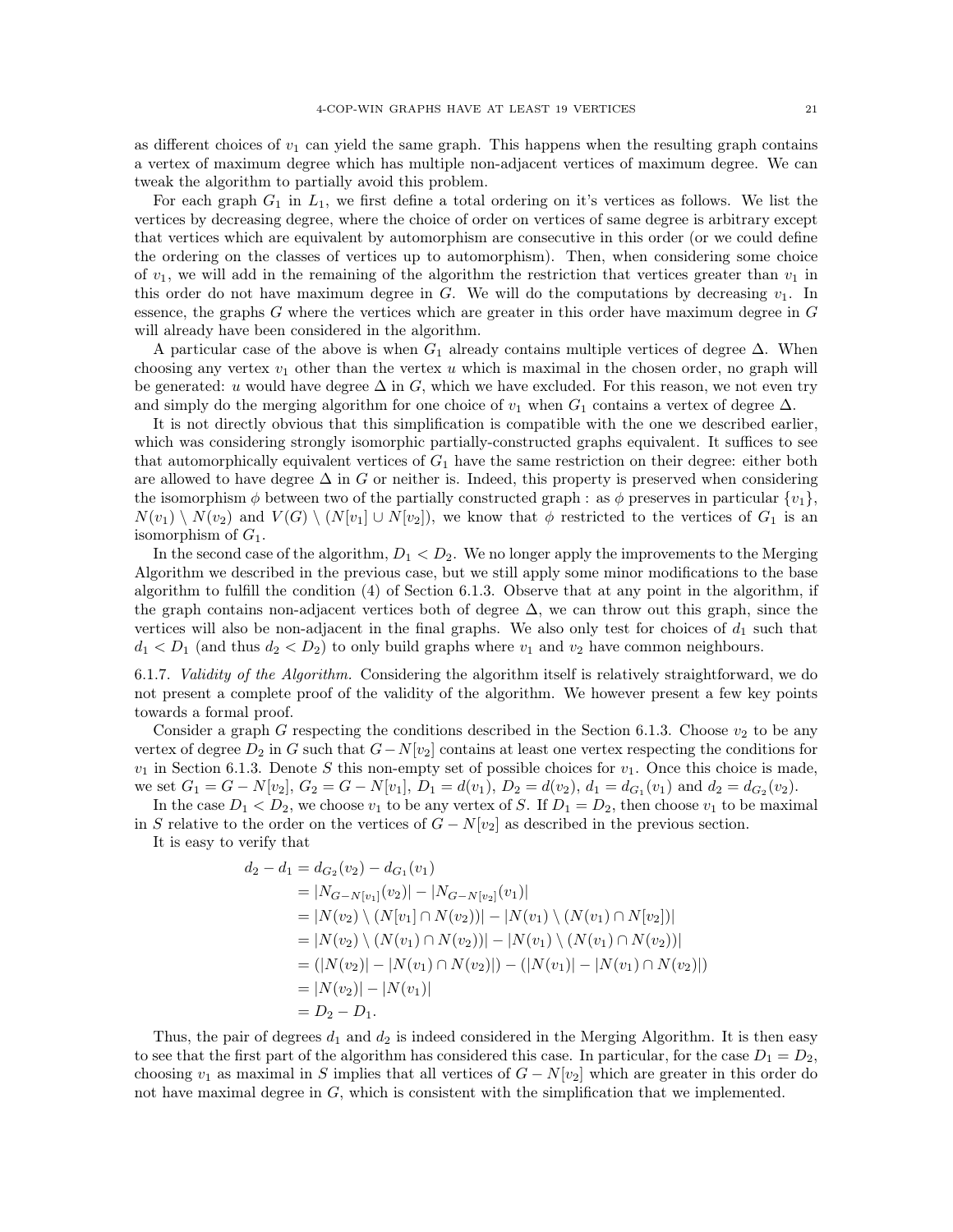as different choices of $v_1$ can yield the same graph. This happens when the resulting graph contains a vertex of maximum degree which has multiple non-adjacent vertices of maximum degree. We can tweak the algorithm to partially avoid this problem.

For each graph $G_1$ in $L_1$, we first define a total ordering on it's vertices as follows. We list the vertices by decreasing degree, where the choice of order on vertices of same degree is arbitrary except that vertices which are equivalent by automorphism are consecutive in this order (or we could define the ordering on the classes of vertices up to automorphism). Then, when considering some choice of $v_1$, we will add in the remaining of the algorithm the restriction that vertices greater than $v_1$ in this order do not have maximum degree in $G$. We will do the computations by decreasing $v_1$. In essence, the graphs $G$ where the vertices which are greater in this order have maximum degree in $G$ will already have been considered in the algorithm.

A particular case of the above is when $G_1$ already contains multiple vertices of degree $\Delta$. When choosing any vertex $v_1$ other than the vertex $u$ which is maximal in the chosen order, no graph will be generated: $u$ would have degree $\Delta$ in $G$, which we have excluded. For this reason, we not even try and simply do the merging algorithm for one choice of $v_1$ when $G_1$ contains a vertex of degree $\Delta$.

It is not directly obvious that this simplification is compatible with the one we described earlier, which was considering strongly isomorphic partially-constructed graphs equivalent. It suffices to see that automorphically equivalent vertices of $G_1$ have the same restriction on their degree: either both are allowed to have degree $\Delta$ in $G$ or neither is. Indeed, this property is preserved when considering the isomorphism $\phi$ between two of the partially constructed graph : as $\phi$ preserves in particular $\{v_1\}$, $N(v_1) \setminus N(v_2)$ and $V(G) \setminus (N[v_1] \cup N[v_2])$, we know that $\phi$ restricted to the vertices of $G_1$ is an isomorphism of $G_1$.

In the second case of the algorithm, $D_1 < D_2$. We no longer apply the improvements to the Merging Algorithm we described in the previous case, but we still apply some minor modifications to the base algorithm to fulfill the condition (4) of Section 6.1.3. Observe that at any point in the algorithm, if the graph contains non-adjacent vertices both of degree $\Delta$, we can throw out this graph, since the vertices will also be non-adjacent in the final graphs. We also only test for choices of $d_1$ such that $d_1 < D_1$ (and thus $d_2 < D_2$) to only build graphs where $v_1$ and $v_2$ have common neighbours.

6.1.7. *Validity of the Algorithm.* Considering the algorithm itself is relatively straightforward, we do not present a complete proof of the validity of the algorithm. We however present a few key points towards a formal proof.

Consider a graph $G$ respecting the conditions described in the Section 6.1.3. Choose $v_2$ to be any vertex of degree $D_2$ in $G$ such that $G - N[v_2]$ contains at least one vertex respecting the conditions for $v_1$ in Section 6.1.3. Denote $S$ this non-empty set of possible choices for $v_1$. Once this choice is made, we set $G_1 = G - N[v_2]$, $G_2 = G - N[v_1]$, $D_1 = d(v_1)$, $D_2 = d(v_2)$, $d_1 = d_{G_1}(v_1)$ and $d_2 = d_{G_2}(v_2)$.

In the case $D_1 < D_2$, we choose $v_1$ to be any vertex of $S$. If $D_1 = D_2$, then choose $v_1$ to be maximal in $S$ relative to the order on the vertices of $G - N[v_2]$ as described in the previous section.

It is easy to verify that

$$
\begin{aligned}
d_2 - d_1 &= d_{G_2}(v_2) - d_{G_1}(v_1) \\
&= |N_{G-N[v_1]}(v_2)| - |N_{G-N[v_2]}(v_1)| \\
&= |N(v_2) \setminus (N[v_1] \cap N(v_2))| - |N(v_1) \setminus (N(v_1) \cap N[v_2])| \\
&= |N(v_2) \setminus (N(v_1) \cap N(v_2))| - |N(v_1) \setminus (N(v_1) \cap N(v_2))| \\
&= (|N(v_2)| - |N(v_1) \cap N(v_2)|) - (|N(v_1)| - |N(v_1) \cap N(v_2)|) \\
&= |N(v_2)| - |N(v_1)| \\
&= D_2 - D_1.
\end{aligned}
$$

Thus, the pair of degrees $d_1$ and $d_2$ is indeed considered in the Merging Algorithm. It is then easy to see that the first part of the algorithm has considered this case. In particular, for the case $D_1 = D_2$, choosing $v_1$ as maximal in $S$ implies that all vertices of $G - N[v_2]$ which are greater in this order do not have maximal degree in $G$, which is consistent with the simplification that we implemented.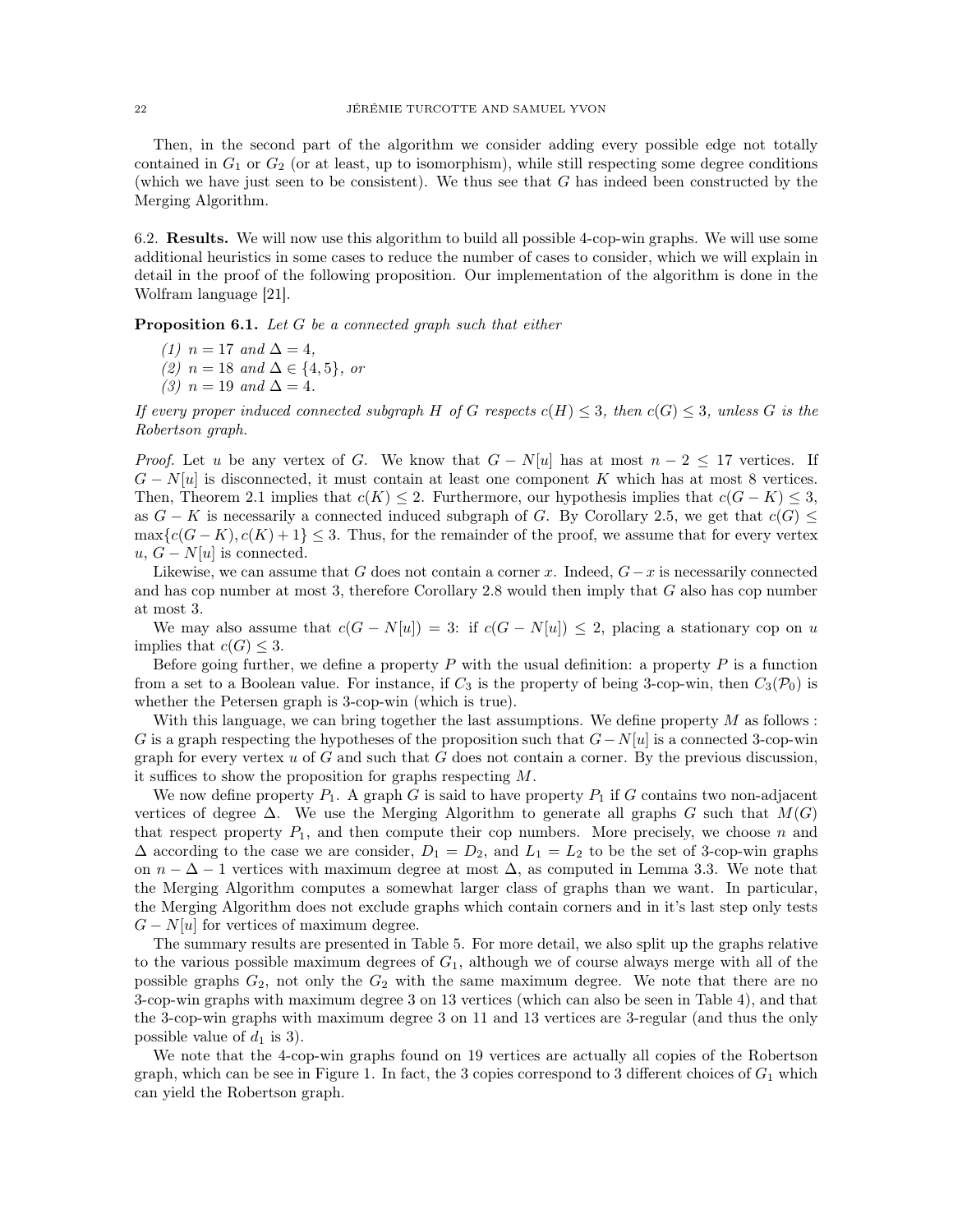Then, in the second part of the algorithm we consider adding every possible edge not totally contained in $G_1$ or $G_2$ (or at least, up to isomorphism), while still respecting some degree conditions (which we have just seen to be consistent). We thus see that $G$ has indeed been constructed by the Merging Algorithm.

6.2. **Results.** We will now use this algorithm to build all possible 4-cop-win graphs. We will use some additional heuristics in some cases to reduce the number of cases to consider, which we will explain in detail in the proof of the following proposition. Our implementation of the algorithm is done in the Wolfram language [21].

**Proposition 6.1.** *Let $G$ be a connected graph such that either*

*(1) $n = 17$ and $\Delta = 4$,*
*(2) $n = 18$ and $\Delta \in \{4, 5\}$, or*
*(3) $n = 19$ and $\Delta = 4$.*

*If every proper induced connected subgraph $H$ of $G$ respects $c(H) \leq 3$, then $c(G) \leq 3$, unless $G$ is the Robertson graph.*

*Proof.* Let $u$ be any vertex of $G$. We know that $G - N[u]$ has at most $n - 2 \leq 17$ vertices. If $G - N[u]$ is disconnected, it must contain at least one component $K$ which has at most 8 vertices. Then, Theorem 2.1 implies that $c(K) \leq 2$. Furthermore, our hypothesis implies that $c(G - K) \leq 3$, as $G - K$ is necessarily a connected induced subgraph of $G$. By Corollary 2.5, we get that $c(G) \leq \max\{c(G - K), c(K) + 1\} \leq 3$. Thus, for the remainder of the proof, we assume that for every vertex $u$, $G - N[u]$ is connected.

Likewise, we can assume that $G$ does not contain a corner $x$. Indeed, $G - x$ is necessarily connected and has cop number at most 3, therefore Corollary 2.8 would then imply that $G$ also has cop number at most 3.

We may also assume that $c(G - N[u]) = 3$: if $c(G - N[u]) \leq 2$, placing a stationary cop on $u$ implies that $c(G) \leq 3$.

Before going further, we define a property $P$ with the usual definition: a property $P$ is a function from a set to a Boolean value. For instance, if $C_3$ is the property of being 3-cop-win, then $C_3(\mathcal{P}_0)$ is whether the Petersen graph is 3-cop-win (which is true).

With this language, we can bring together the last assumptions. We define property $M$ as follows : $G$ is a graph respecting the hypotheses of the proposition such that $G - N[u]$ is a connected 3-cop-win graph for every vertex $u$ of $G$ and such that $G$ does not contain a corner. By the previous discussion, it suffices to show the proposition for graphs respecting $M$.

We now define property $P_1$. A graph $G$ is said to have property $P_1$ if $G$ contains two non-adjacent vertices of degree $\Delta$. We use the Merging Algorithm to generate all graphs $G$ such that $M(G)$ that respect property $P_1$, and then compute their cop numbers. More precisely, we choose $n$ and $\Delta$ according to the case we are consider, $D_1 = D_2$, and $L_1 = L_2$ to be the set of 3-cop-win graphs on $n - \Delta - 1$ vertices with maximum degree at most $\Delta$, as computed in Lemma 3.3. We note that the Merging Algorithm computes a somewhat larger class of graphs than we want. In particular, the Merging Algorithm does not exclude graphs which contain corners and in it's last step only tests $G - N[u]$ for vertices of maximum degree.

The summary results are presented in Table 5. For more detail, we also split up the graphs relative to the various possible maximum degrees of $G_1$, although we of course always merge with all of the possible graphs $G_2$, not only the $G_2$ with the same maximum degree. We note that there are no 3-cop-win graphs with maximum degree 3 on 13 vertices (which can also be seen in Table 4), and that the 3-cop-win graphs with maximum degree 3 on 11 and 13 vertices are 3-regular (and thus the only possible value of $d_1$ is 3).

We note that the 4-cop-win graphs found on 19 vertices are actually all copies of the Robertson graph, which can be see in Figure 1. In fact, the 3 copies correspond to 3 different choices of $G_1$ which can yield the Robertson graph.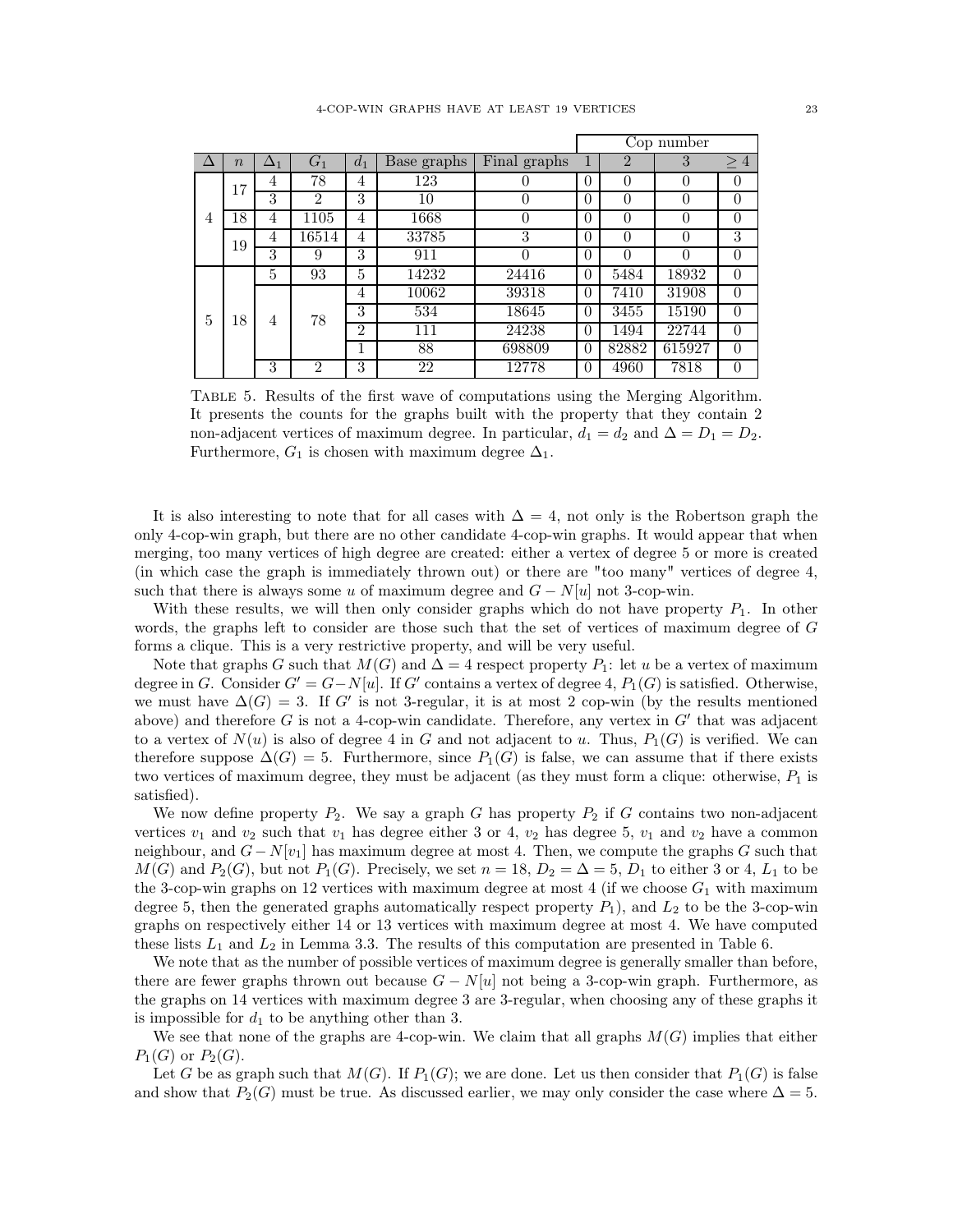| | | | | | | | Cop number | | | |
|---|---|---|---|---|---|---|---|---|---|---|
| $\Delta$ | $n$ | $\Delta_1$ | $G_1$ | $d_1$ | Base graphs | Final graphs | 1 | 2 | 3 | $\geq 4$ |
| 4 | 17 | 4 | 78 | 4 | 123 | 0 | 0 | 0 | 0 | 0 |
| | | 3 | 2 | 3 | 10 | 0 | 0 | 0 | 0 | 0 |
| | 18 | 4 | 1105 | 4 | 1668 | 0 | 0 | 0 | 0 | 0 |
| | 19 | 4 | 16514 | 4 | 33785 | 3 | 0 | 0 | 0 | 3 |
| | | 3 | 9 | 3 | 911 | 0 | 0 | 0 | 0 | 0 |
| 5 | 18 | 5 | 93 | 5 | 14232 | 24416 | 0 | 5484 | 18932 | 0 |
| | | 4 | 78 | 4 | 10062 | 39318 | 0 | 7410 | 31908 | 0 |
| | | | | 3 | 534 | 18645 | 0 | 3455 | 15190 | 0 |
| | | | | 2 | 111 | 24238 | 0 | 1494 | 22744 | 0 |
| | | | | 1 | 88 | 698809 | 0 | 82882 | 615927 | 0 |
| | | 3 | 2 | 3 | 22 | 12778 | 0 | 4960 | 7818 | 0 |

Table 5. Results of the first wave of computations using the Merging Algorithm. It presents the counts for the graphs built with the property that they contain 2 non-adjacent vertices of maximum degree. In particular, $d_1 = d_2$ and $\Delta = D_1 = D_2$. Furthermore, $G_1$ is chosen with maximum degree $\Delta_1$.

It is also interesting to note that for all cases with $\Delta = 4$, not only is the Robertson graph the only 4-cop-win graph, but there are no other candidate 4-cop-win graphs. It would appear that when merging, too many vertices of high degree are created: either a vertex of degree 5 or more is created (in which case the graph is immediately thrown out) or there are "too many" vertices of degree 4, such that there is always some $u$ of maximum degree and $G - N[u]$ not 3-cop-win.

With these results, we will then only consider graphs which do not have property $P_1$. In other words, the graphs left to consider are those such that the set of vertices of maximum degree of $G$ forms a clique. This is a very restrictive property, and will be very useful.

Note that graphs $G$ such that $M(G)$ and $\Delta = 4$ respect property $P_1$: let $u$ be a vertex of maximum degree in $G$. Consider $G' = G - N[u]$. If $G'$ contains a vertex of degree 4, $P_1(G)$ is satisfied. Otherwise, we must have $\Delta(G) = 3$. If $G'$ is not 3-regular, it is at most 2 cop-win (by the results mentioned above) and therefore $G$ is not a 4-cop-win candidate. Therefore, any vertex in $G'$ that was adjacent to a vertex of $N(u)$ is also of degree 4 in $G$ and not adjacent to $u$. Thus, $P_1(G)$ is verified. We can therefore suppose $\Delta(G) = 5$. Furthermore, since $P_1(G)$ is false, we can assume that if there exists two vertices of maximum degree, they must be adjacent (as they must form a clique: otherwise, $P_1$ is satisfied).

We now define property $P_2$. We say a graph $G$ has property $P_2$ if $G$ contains two non-adjacent vertices $v_1$ and $v_2$ such that $v_1$ has degree either 3 or 4, $v_2$ has degree 5, $v_1$ and $v_2$ have a common neighbour, and $G - N[v_1]$ has maximum degree at most 4. Then, we compute the graphs $G$ such that $M(G)$ and $P_2(G)$, but not $P_1(G)$. Precisely, we set $n = 18$, $D_2 = \Delta = 5$, $D_1$ to either 3 or 4, $L_1$ to be the 3-cop-win graphs on 12 vertices with maximum degree at most 4 (if we choose $G_1$ with maximum degree 5, then the generated graphs automatically respect property $P_1$), and $L_2$ to be the 3-cop-win graphs on respectively either 14 or 13 vertices with maximum degree at most 4. We have computed these lists $L_1$ and $L_2$ in Lemma 3.3. The results of this computation are presented in Table 6.

We note that as the number of possible vertices of maximum degree is generally smaller than before, there are fewer graphs thrown out because $G - N[u]$ not being a 3-cop-win graph. Furthermore, as the graphs on 14 vertices with maximum degree 3 are 3-regular, when choosing any of these graphs it is impossible for $d_1$ to be anything other than 3.

We see that none of the graphs are 4-cop-win. We claim that all graphs $M(G)$ implies that either $P_1(G)$ or $P_2(G)$.

Let $G$ be as graph such that $M(G)$. If $P_1(G)$; we are done. Let us then consider that $P_1(G)$ is false and show that $P_2(G)$ must be true. As discussed earlier, we may only consider the case where $\Delta = 5$.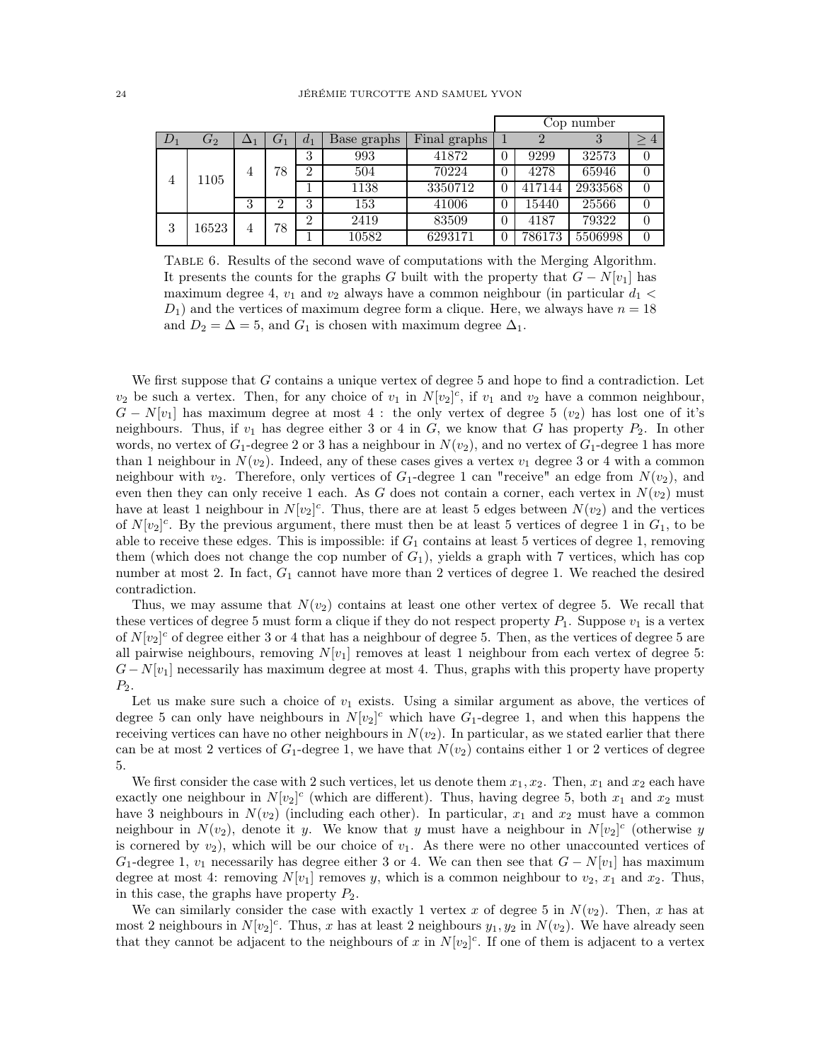| $D_1$ | $G_2$ | $\Delta_1$ | $G_1$ | $d_1$ | Base graphs | Final graphs | Cop number | | | |
|---|---|---|---|---|---|---|---|---|---|---|
| | | | | | | | 1 | 2 | 3 | $\geq 4$ |
| 4 | 1105 | 4 | 78 | 3 | 993 | 41872 | 0 | 9299 | 32573 | 0 |
| | | | | 2 | 504 | 70224 | 0 | 4278 | 65946 | 0 |
| | | | | 1 | 1138 | 3350712 | 0 | 417144 | 2933568 | 0 |
| | | 3 | 2 | 3 | 153 | 41006 | 0 | 15440 | 25566 | 0 |
| 3 | 16523 | 4 | 78 | 2 | 2419 | 83509 | 0 | 4187 | 79322 | 0 |
| | | | | 1 | 10582 | 6293171 | 0 | 786173 | 5506998 | 0 |

Table 6. Results of the second wave of computations with the Merging Algorithm. It presents the counts for the graphs $G$ built with the property that $G - N[v_1]$ has maximum degree 4, $v_1$ and $v_2$ always have a common neighbour (in particular $d_1 < D_1$) and the vertices of maximum degree form a clique. Here, we always have $n = 18$ and $D_2 = \Delta = 5$, and $G_1$ is chosen with maximum degree $\Delta_1$.

We first suppose that $G$ contains a unique vertex of degree 5 and hope to find a contradiction. Let $v_2$ be such a vertex. Then, for any choice of $v_1$ in $N[v_2]^c$, if $v_1$ and $v_2$ have a common neighbour, $G - N[v_1]$ has maximum degree at most 4 : the only vertex of degree 5 ($v_2$) has lost one of it's neighbours. Thus, if $v_1$ has degree either 3 or 4 in $G$, we know that $G$ has property $P_2$. In other words, no vertex of $G_1$-degree 2 or 3 has a neighbour in $N(v_2)$, and no vertex of $G_1$-degree 1 has more than 1 neighbour in $N(v_2)$. Indeed, any of these cases gives a vertex $v_1$ degree 3 or 4 with a common neighbour with $v_2$. Therefore, only vertices of $G_1$-degree 1 can "receive" an edge from $N(v_2)$, and even then they can only receive 1 each. As $G$ does not contain a corner, each vertex in $N(v_2)$ must have at least 1 neighbour in $N[v_2]^c$. Thus, there are at least 5 edges between $N(v_2)$ and the vertices of $N[v_2]^c$. By the previous argument, there must then be at least 5 vertices of degree 1 in $G_1$, to be able to receive these edges. This is impossible: if $G_1$ contains at least 5 vertices of degree 1, removing them (which does not change the cop number of $G_1$), yields a graph with 7 vertices, which has cop number at most 2. In fact, $G_1$ cannot have more than 2 vertices of degree 1. We reached the desired contradiction.

Thus, we may assume that $N(v_2)$ contains at least one other vertex of degree 5. We recall that these vertices of degree 5 must form a clique if they do not respect property $P_1$. Suppose $v_1$ is a vertex of $N[v_2]^c$ of degree either 3 or 4 that has a neighbour of degree 5. Then, as the vertices of degree 5 are all pairwise neighbours, removing $N[v_1]$ removes at least 1 neighbour from each vertex of degree 5: $G - N[v_1]$ necessarily has maximum degree at most 4. Thus, graphs with this property have property $P_2$.

Let us make sure such a choice of $v_1$ exists. Using a similar argument as above, the vertices of degree 5 can only have neighbours in $N[v_2]^c$ which have $G_1$-degree 1, and when this happens the receiving vertices can have no other neighbours in $N(v_2)$. In particular, as we stated earlier that there can be at most 2 vertices of $G_1$-degree 1, we have that $N(v_2)$ contains either 1 or 2 vertices of degree 5.

We first consider the case with 2 such vertices, let us denote them $x_1, x_2$. Then, $x_1$ and $x_2$ each have exactly one neighbour in $N[v_2]^c$ (which are different). Thus, having degree 5, both $x_1$ and $x_2$ must have 3 neighbours in $N(v_2)$ (including each other). In particular, $x_1$ and $x_2$ must have a common neighbour in $N(v_2)$, denote it $y$. We know that $y$ must have a neighbour in $N[v_2]^c$ (otherwise $y$ is cornered by $v_2$), which will be our choice of $v_1$. As there were no other unaccounted vertices of $G_1$-degree 1, $v_1$ necessarily has degree either 3 or 4. We can then see that $G - N[v_1]$ has maximum degree at most 4: removing $N[v_1]$ removes $y$, which is a common neighbour to $v_2$, $x_1$ and $x_2$. Thus, in this case, the graphs have property $P_2$.

We can similarly consider the case with exactly 1 vertex $x$ of degree 5 in $N(v_2)$. Then, $x$ has at most 2 neighbours in $N[v_2]^c$. Thus, $x$ has at least 2 neighbours $y_1, y_2$ in $N(v_2)$. We have already seen that they cannot be adjacent to the neighbours of $x$ in $N[v_2]^c$. If one of them is adjacent to a vertex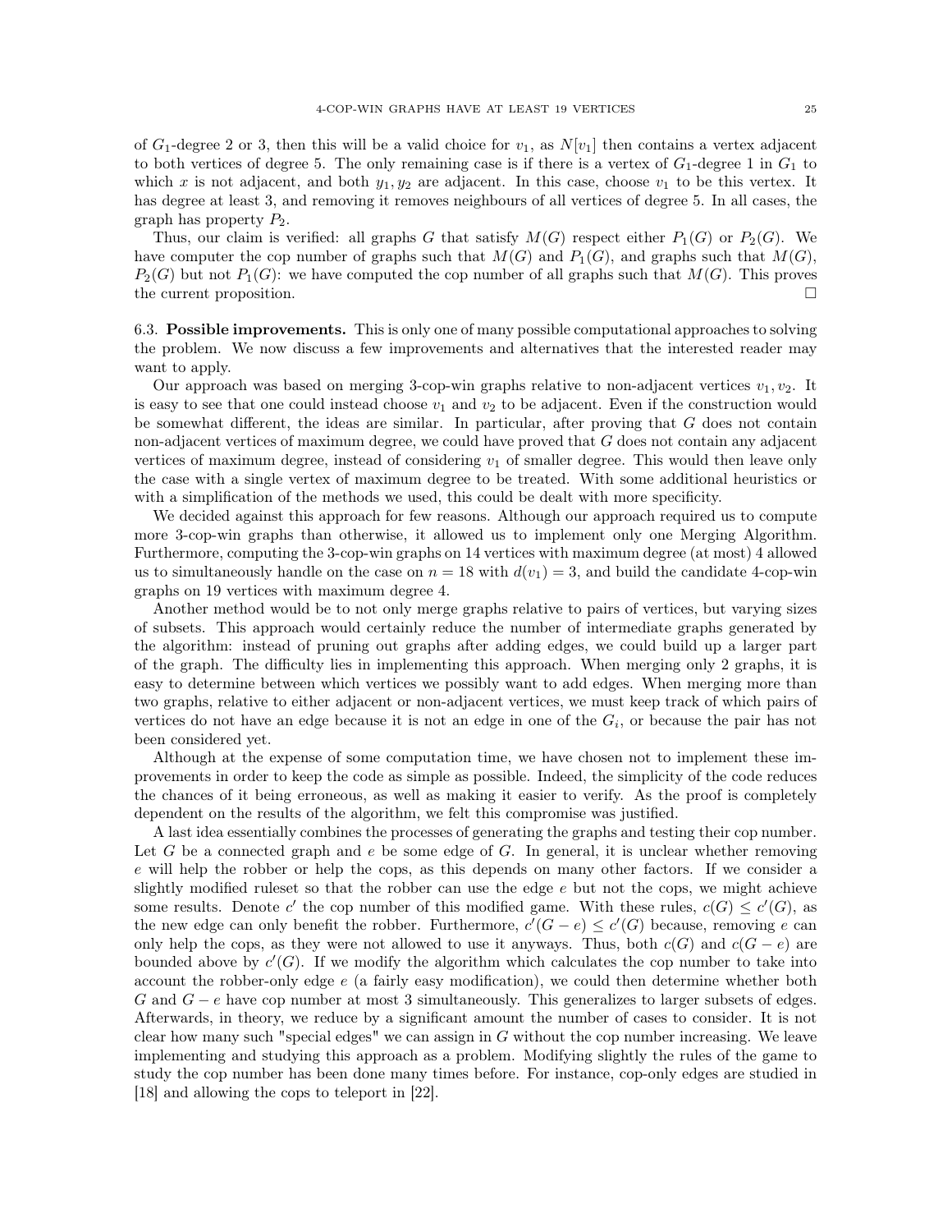of $G_1$-degree 2 or 3, then this will be a valid choice for $v_1$, as $N[v_1]$ then contains a vertex adjacent to both vertices of degree 5. The only remaining case is if there is a vertex of $G_1$-degree 1 in $G_1$ to which $x$ is not adjacent, and both $y_1, y_2$ are adjacent. In this case, choose $v_1$ to be this vertex. It has degree at least 3, and removing it removes neighbours of all vertices of degree 5. In all cases, the graph has property $P_2$.

Thus, our claim is verified: all graphs $G$ that satisfy $M(G)$ respect either $P_1(G)$ or $P_2(G)$. We have computer the cop number of graphs such that $M(G)$ and $P_1(G)$, and graphs such that $M(G)$, $P_2(G)$ but not $P_1(G)$: we have computed the cop number of all graphs such that $M(G)$. This proves the current proposition. □

6.3. **Possible improvements.** This is only one of many possible computational approaches to solving the problem. We now discuss a few improvements and alternatives that the interested reader may want to apply.

Our approach was based on merging 3-cop-win graphs relative to non-adjacent vertices $v_1, v_2$. It is easy to see that one could instead choose $v_1$ and $v_2$ to be adjacent. Even if the construction would be somewhat different, the ideas are similar. In particular, after proving that $G$ does not contain non-adjacent vertices of maximum degree, we could have proved that $G$ does not contain any adjacent vertices of maximum degree, instead of considering $v_1$ of smaller degree. This would then leave only the case with a single vertex of maximum degree to be treated. With some additional heuristics or with a simplification of the methods we used, this could be dealt with more specificity.

We decided against this approach for few reasons. Although our approach required us to compute more 3-cop-win graphs than otherwise, it allowed us to implement only one Merging Algorithm. Furthermore, computing the 3-cop-win graphs on 14 vertices with maximum degree (at most) 4 allowed us to simultaneously handle on the case on $n = 18$ with $d(v_1) = 3$, and build the candidate 4-cop-win graphs on 19 vertices with maximum degree 4.

Another method would be to not only merge graphs relative to pairs of vertices, but varying sizes of subsets. This approach would certainly reduce the number of intermediate graphs generated by the algorithm: instead of pruning out graphs after adding edges, we could build up a larger part of the graph. The difficulty lies in implementing this approach. When merging only 2 graphs, it is easy to determine between which vertices we possibly want to add edges. When merging more than two graphs, relative to either adjacent or non-adjacent vertices, we must keep track of which pairs of vertices do not have an edge because it is not an edge in one of the $G_i$, or because the pair has not been considered yet.

Although at the expense of some computation time, we have chosen not to implement these improvements in order to keep the code as simple as possible. Indeed, the simplicity of the code reduces the chances of it being erroneous, as well as making it easier to verify. As the proof is completely dependent on the results of the algorithm, we felt this compromise was justified.

A last idea essentially combines the processes of generating the graphs and testing their cop number. Let $G$ be a connected graph and $e$ be some edge of $G$. In general, it is unclear whether removing $e$ will help the robber or help the cops, as this depends on many other factors. If we consider a slightly modified ruleset so that the robber can use the edge $e$ but not the cops, we might achieve some results. Denote $c'$ the cop number of this modified game. With these rules, $c(G) \leq c'(G)$, as the new edge can only benefit the robber. Furthermore, $c'(G - e) \leq c'(G)$ because, removing $e$ can only help the cops, as they were not allowed to use it anyways. Thus, both $c(G)$ and $c(G - e)$ are bounded above by $c'(G)$. If we modify the algorithm which calculates the cop number to take into account the robber-only edge $e$ (a fairly easy modification), we could then determine whether both $G$ and $G - e$ have cop number at most 3 simultaneously. This generalizes to larger subsets of edges. Afterwards, in theory, we reduce by a significant amount the number of cases to consider. It is not clear how many such "special edges" we can assign in $G$ without the cop number increasing. We leave implementing and studying this approach as a problem. Modifying slightly the rules of the game to study the cop number has been done many times before. For instance, cop-only edges are studied in [18] and allowing the cops to teleport in [22].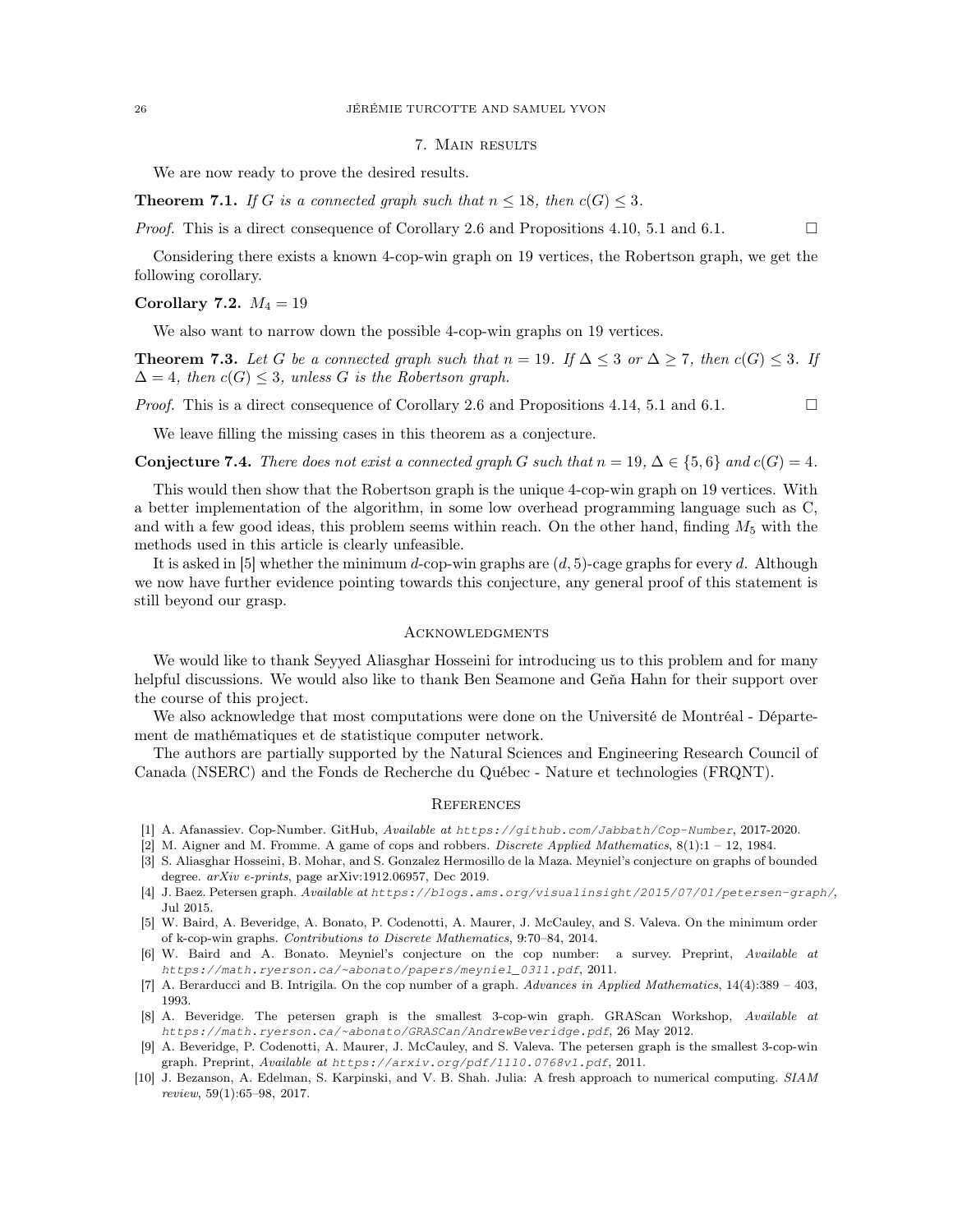## 7. Main results

We are now ready to prove the desired results.

**Theorem 7.1.** *If $G$ is a connected graph such that $n \leq 18$, then $c(G) \leq 3$.*

*Proof.* This is a direct consequence of Corollary 2.6 and Propositions 4.10, 5.1 and 6.1. □

Considering there exists a known 4-cop-win graph on 19 vertices, the Robertson graph, we get the following corollary.

**Corollary 7.2.** $M_4 = 19$

We also want to narrow down the possible 4-cop-win graphs on 19 vertices.

**Theorem 7.3.** *Let $G$ be a connected graph such that $n = 19$. If $\Delta \leq 3$ or $\Delta \geq 7$, then $c(G) \leq 3$. If $\Delta = 4$, then $c(G) \leq 3$, unless $G$ is the Robertson graph.*

*Proof.* This is a direct consequence of Corollary 2.6 and Propositions 4.14, 5.1 and 6.1. □

We leave filling the missing cases in this theorem as a conjecture.

**Conjecture 7.4.** *There does not exist a connected graph $G$ such that $n = 19$, $\Delta \in \{5, 6\}$ and $c(G) = 4$.*

This would then show that the Robertson graph is the unique 4-cop-win graph on 19 vertices. With a better implementation of the algorithm, in some low overhead programming language such as C, and with a few good ideas, this problem seems within reach. On the other hand, finding $M_5$ with the methods used in this article is clearly unfeasible.

It is asked in [5] whether the minimum $d$-cop-win graphs are $(d, 5)$-cage graphs for every $d$. Although we now have further evidence pointing towards this conjecture, any general proof of this statement is still beyond our grasp.

## Acknowledgments

We would like to thank Seyyed Aliasghar Hosseini for introducing us to this problem and for many helpful discussions. We would also like to thank Ben Seamone and Geňa Hahn for their support over the course of this project.

We also acknowledge that most computations were done on the Université de Montréal - Département de mathématiques et de statistique computer network.

The authors are partially supported by the Natural Sciences and Engineering Research Council of Canada (NSERC) and the Fonds de Recherche du Québec - Nature et technologies (FRQNT).

## References

[1] A. Afanassiev. Cop-Number. GitHub, *Available at* https://github.com/Jabbath/Cop-Number, 2017-2020.

[2] M. Aigner and M. Fromme. A game of cops and robbers. *Discrete Applied Mathematics*, 8(1):1 – 12, 1984.

[3] S. Aliasghar Hosseini, B. Mohar, and S. Gonzalez Hermosillo de la Maza. Meyniel's conjecture on graphs of bounded degree. *arXiv e-prints*, page arXiv:1912.06957, Dec 2019.

[4] J. Baez. Petersen graph. *Available at* https://blogs.ams.org/visualinsight/2015/07/01/petersen-graph/, Jul 2015.

[5] W. Baird, A. Beveridge, A. Bonato, P. Codenotti, A. Maurer, J. McCauley, and S. Valeva. On the minimum order of k-cop-win graphs. *Contributions to Discrete Mathematics*, 9:70–84, 2014.

[6] W. Baird and A. Bonato. Meyniel's conjecture on the cop number: a survey. Preprint, *Available at* https://math.ryerson.ca/~abonato/papers/meyniel_0311.pdf, 2011.

[7] A. Berarducci and B. Intrigila. On the cop number of a graph. *Advances in Applied Mathematics*, 14(4):389 – 403, 1993.

[8] A. Beveridge. The petersen graph is the smallest 3-cop-win graph. GRAScan Workshop, *Available at* https://math.ryerson.ca/~abonato/GRASCan/AndrewBeveridge.pdf, 26 May 2012.

[9] A. Beveridge, P. Codenotti, A. Maurer, J. McCauley, and S. Valeva. The petersen graph is the smallest 3-cop-win graph. Preprint, *Available at* https://arxiv.org/pdf/1110.0768v1.pdf, 2011.

[10] J. Bezanson, A. Edelman, S. Karpinski, and V. B. Shah. Julia: A fresh approach to numerical computing. *SIAM review*, 59(1):65–98, 2017.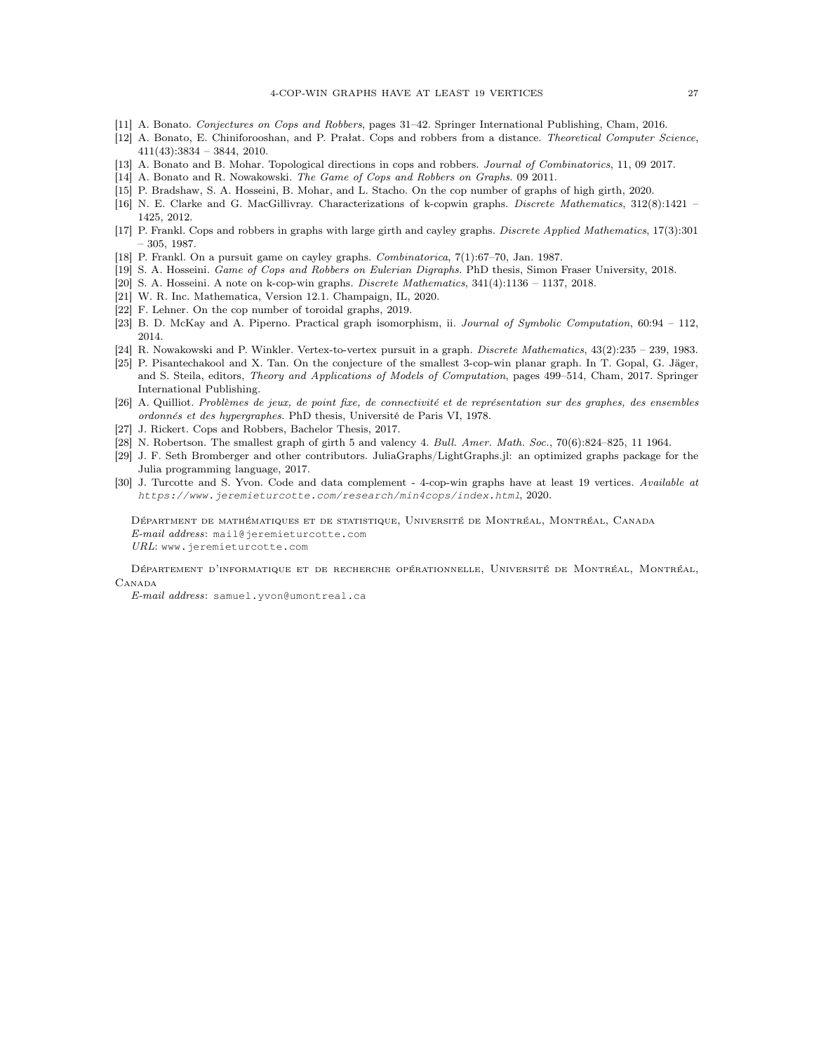[11] A. Bonato. *Conjectures on Cops and Robbers*, pages 31–42. Springer International Publishing, Cham, 2016.

[12] A. Bonato, E. Chiniforooshan, and P. Prałat. Cops and robbers from a distance. *Theoretical Computer Science*, 411(43):3834 – 3844, 2010.

[13] A. Bonato and B. Mohar. Topological directions in cops and robbers. *Journal of Combinatorics*, 11, 09 2017.

[14] A. Bonato and R. Nowakowski. *The Game of Cops and Robbers on Graphs*. 09 2011.

[15] P. Bradshaw, S. A. Hosseini, B. Mohar, and L. Stacho. On the cop number of graphs of high girth, 2020.

[16] N. E. Clarke and G. MacGillivray. Characterizations of k-copwin graphs. *Discrete Mathematics*, 312(8):1421 – 1425, 2012.

[17] P. Frankl. Cops and robbers in graphs with large girth and cayley graphs. *Discrete Applied Mathematics*, 17(3):301 – 305, 1987.

[18] P. Frankl. On a pursuit game on cayley graphs. *Combinatorica*, 7(1):67–70, Jan. 1987.

[19] S. A. Hosseini. *Game of Cops and Robbers on Eulerian Digraphs*. PhD thesis, Simon Fraser University, 2018.

[20] S. A. Hosseini. A note on k-cop-win graphs. *Discrete Mathematics*, 341(4):1136 – 1137, 2018.

[21] W. R. Inc. Mathematica, Version 12.1. Champaign, IL, 2020.

[22] F. Lehner. On the cop number of toroidal graphs, 2019.

[23] B. D. McKay and A. Piperno. Practical graph isomorphism, ii. *Journal of Symbolic Computation*, 60:94 – 112, 2014.

[24] R. Nowakowski and P. Winkler. Vertex-to-vertex pursuit in a graph. *Discrete Mathematics*, 43(2):235 – 239, 1983.

[25] P. Pisantechakool and X. Tan. On the conjecture of the smallest 3-cop-win planar graph. In T. Gopal, G. Jäger, and S. Steila, editors, *Theory and Applications of Models of Computation*, pages 499–514, Cham, 2017. Springer International Publishing.

[26] A. Quilliot. *Problèmes de jeux, de point fixe, de connectivité et de représentation sur des graphes, des ensembles ordonnés et des hypergraphes*. PhD thesis, Université de Paris VI, 1978.

[27] J. Rickert. Cops and Robbers, Bachelor Thesis, 2017.

[28] N. Robertson. The smallest graph of girth 5 and valency 4. *Bull. Amer. Math. Soc.*, 70(6):824–825, 11 1964.

[29] J. F. Seth Bromberger and other contributors. JuliaGraphs/LightGraphs.jl: an optimized graphs package for the Julia programming language, 2017.

[30] J. Turcotte and S. Yvon. Code and data complement - 4-cop-win graphs have at least 19 vertices. *Available at https://www.jeremieturcotte.com/research/min4cops/index.html*, 2020.

Départment de mathématiques et de statistique, Université de Montréal, Montréal, Canada
*E-mail address*: mail@jeremieturcotte.com
*URL*: www.jeremieturcotte.com

Département d'informatique et de recherche opérationnelle, Université de Montréal, Montréal, Canada
*E-mail address*: samuel.yvon@umontreal.ca